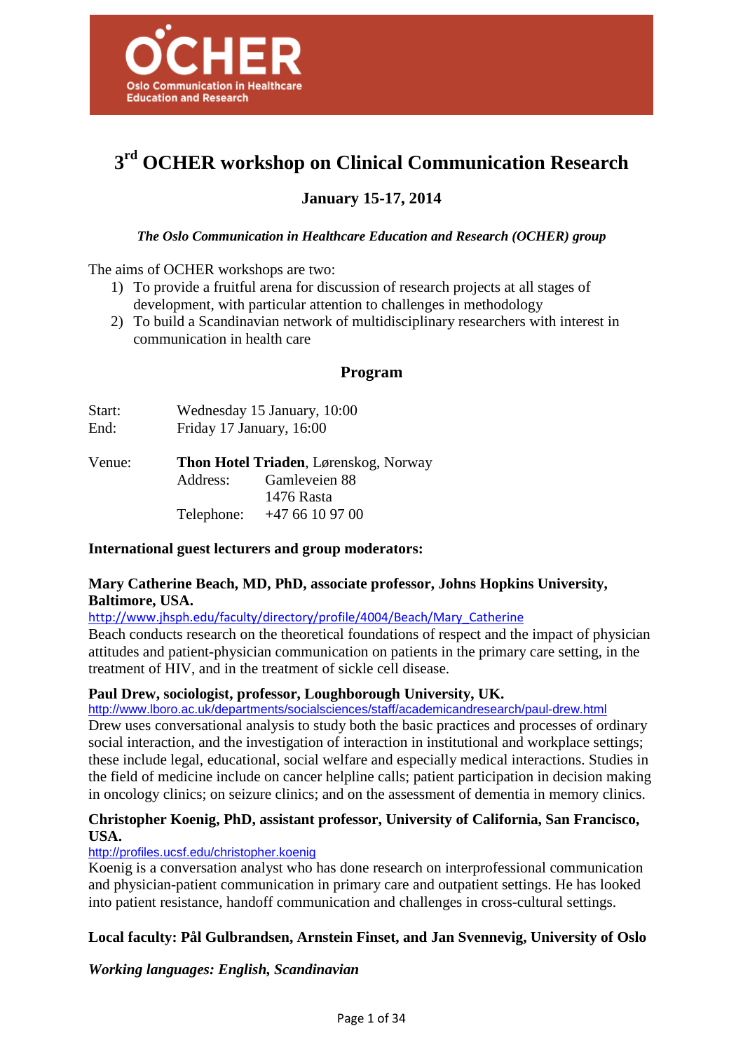OCHER
Oslo Communication in Healthcare Education and Research

# 3rd OCHER workshop on Clinical Communication Research

## January 15-17, 2014

***The Oslo Communication in Healthcare Education and Research (OCHER) group***

The aims of OCHER workshops are two:

1) To provide a fruitful arena for discussion of research projects at all stages of development, with particular attention to challenges in methodology
2) To build a Scandinavian network of multidisciplinary researchers with interest in communication in health care

## Program

Start: Wednesday 15 January, 10:00
End: Friday 17 January, 16:00

Venue: **Thon Hotel Triaden**, Lørenskog, Norway
Address: Gamleveien 88
1476 Rasta
Telephone: +47 66 10 97 00

**International guest lecturers and group moderators:**

**Mary Catherine Beach, MD, PhD, associate professor, Johns Hopkins University, Baltimore, USA.**
http://www.jhsph.edu/faculty/directory/profile/4004/Beach/Mary_Catherine
Beach conducts research on the theoretical foundations of respect and the impact of physician attitudes and patient-physician communication on patients in the primary care setting, in the treatment of HIV, and in the treatment of sickle cell disease.

**Paul Drew, sociologist, professor, Loughborough University, UK.**
http://www.lboro.ac.uk/departments/socialsciences/staff/academicandresearch/paul-drew.html
Drew uses conversational analysis to study both the basic practices and processes of ordinary social interaction, and the investigation of interaction in institutional and workplace settings; these include legal, educational, social welfare and especially medical interactions. Studies in the field of medicine include on cancer helpline calls; patient participation in decision making in oncology clinics; on seizure clinics; and on the assessment of dementia in memory clinics.

**Christopher Koenig, PhD, assistant professor, University of California, San Francisco, USA.**
http://profiles.ucsf.edu/christopher.koenig
Koenig is a conversation analyst who has done research on interprofessional communication and physician-patient communication in primary care and outpatient settings. He has looked into patient resistance, handoff communication and challenges in cross-cultural settings.

**Local faculty: Pål Gulbrandsen, Arnstein Finset, and Jan Svennevig, University of Oslo**

***Working languages: English, Scandinavian***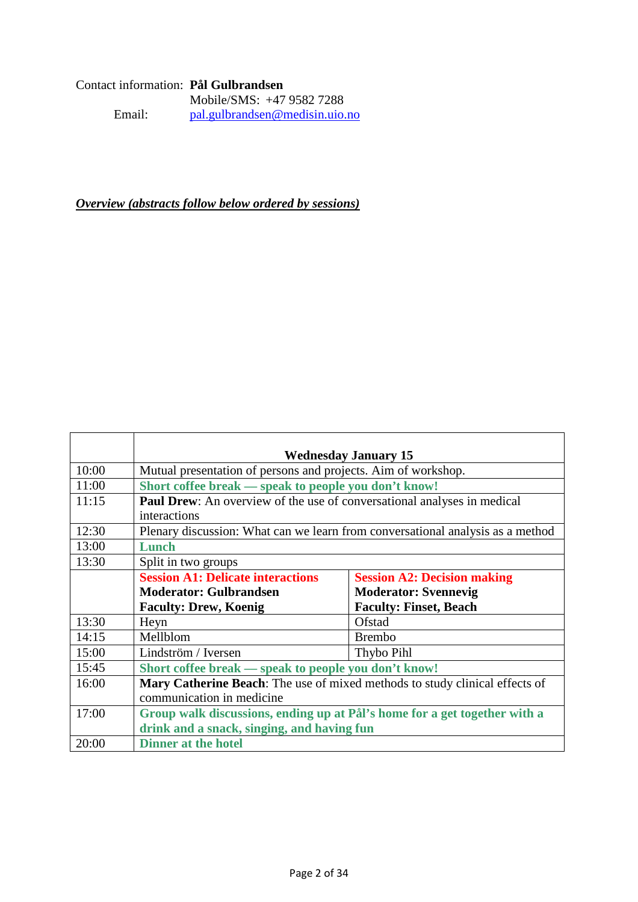Contact information: **Pål Gulbrandsen**
Mobile/SMS: +47 9582 7288
Email: pal.gulbrandsen@medisin.uio.no

***Overview (abstracts follow below ordered by sessions)***

| | **Wednesday January 15** | |
|---|---|---|
| 10:00 | Mutual presentation of persons and projects. Aim of workshop. | |
| 11:00 | **Short coffee break — speak to people you don't know!** | |
| 11:15 | **Paul Drew**: An overview of the use of conversational analyses in medical interactions | |
| 12:30 | Plenary discussion: What can we learn from conversational analysis as a method | |
| 13:00 | **Lunch** | |
| 13:30 | Split in two groups | |
| | **Session A1: Delicate interactions**<br>**Moderator: Gulbrandsen**<br>**Faculty: Drew, Koenig** | **Session A2: Decision making**<br>**Moderator: Svennevig**<br>**Faculty: Finset, Beach** |
| 13:30 | Heyn | Ofstad |
| 14:15 | Mellblom | Brembo |
| 15:00 | Lindström / Iversen | Thybo Pihl |
| 15:45 | **Short coffee break — speak to people you don't know!** | |
| 16:00 | **Mary Catherine Beach**: The use of mixed methods to study clinical effects of communication in medicine | |
| 17:00 | **Group walk discussions, ending up at Pål's home for a get together with a drink and a snack, singing, and having fun** | |
| 20:00 | **Dinner at the hotel** | |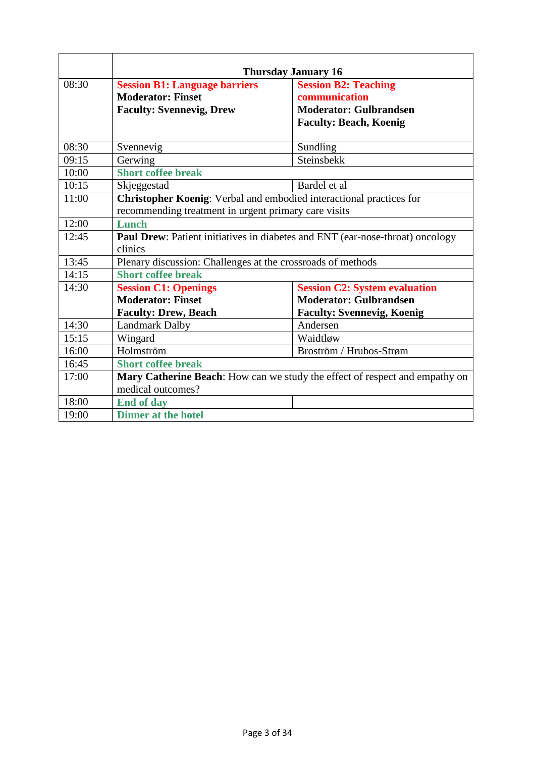| | Thursday January 16 | |
|---|---|---|
| 08:30 | **Session B1: Language barriers**<br>**Moderator: Finset**<br>**Faculty: Svennevig, Drew** | **Session B2: Teaching communication**<br>**Moderator: Gulbrandsen**<br>**Faculty: Beach, Koenig** |
| 08:30 | Svennevig | Sundling |
| 09:15 | Gerwing | Steinsbekk |
| 10:00 | **Short coffee break** | |
| 10:15 | Skjeggestad | Bardel et al |
| 11:00 | **Christopher Koenig**: Verbal and embodied interactional practices for recommending treatment in urgent primary care visits | |
| 12:00 | **Lunch** | |
| 12:45 | **Paul Drew**: Patient initiatives in diabetes and ENT (ear-nose-throat) oncology clinics | |
| 13:45 | Plenary discussion: Challenges at the crossroads of methods | |
| 14:15 | **Short coffee break** | |
| 14:30 | **Session C1: Openings**<br>**Moderator: Finset**<br>**Faculty: Drew, Beach** | **Session C2: System evaluation**<br>**Moderator: Gulbrandsen**<br>**Faculty: Svennevig, Koenig** |
| 14:30 | Landmark Dalby | Andersen |
| 15:15 | Wingard | Waidtløw |
| 16:00 | Holmström | Broström / Hrubos-Strøm |
| 16:45 | **Short coffee break** | |
| 17:00 | **Mary Catherine Beach**: How can we study the effect of respect and empathy on medical outcomes? | |
| 18:00 | **End of day** | |
| 19:00 | **Dinner at the hotel** | |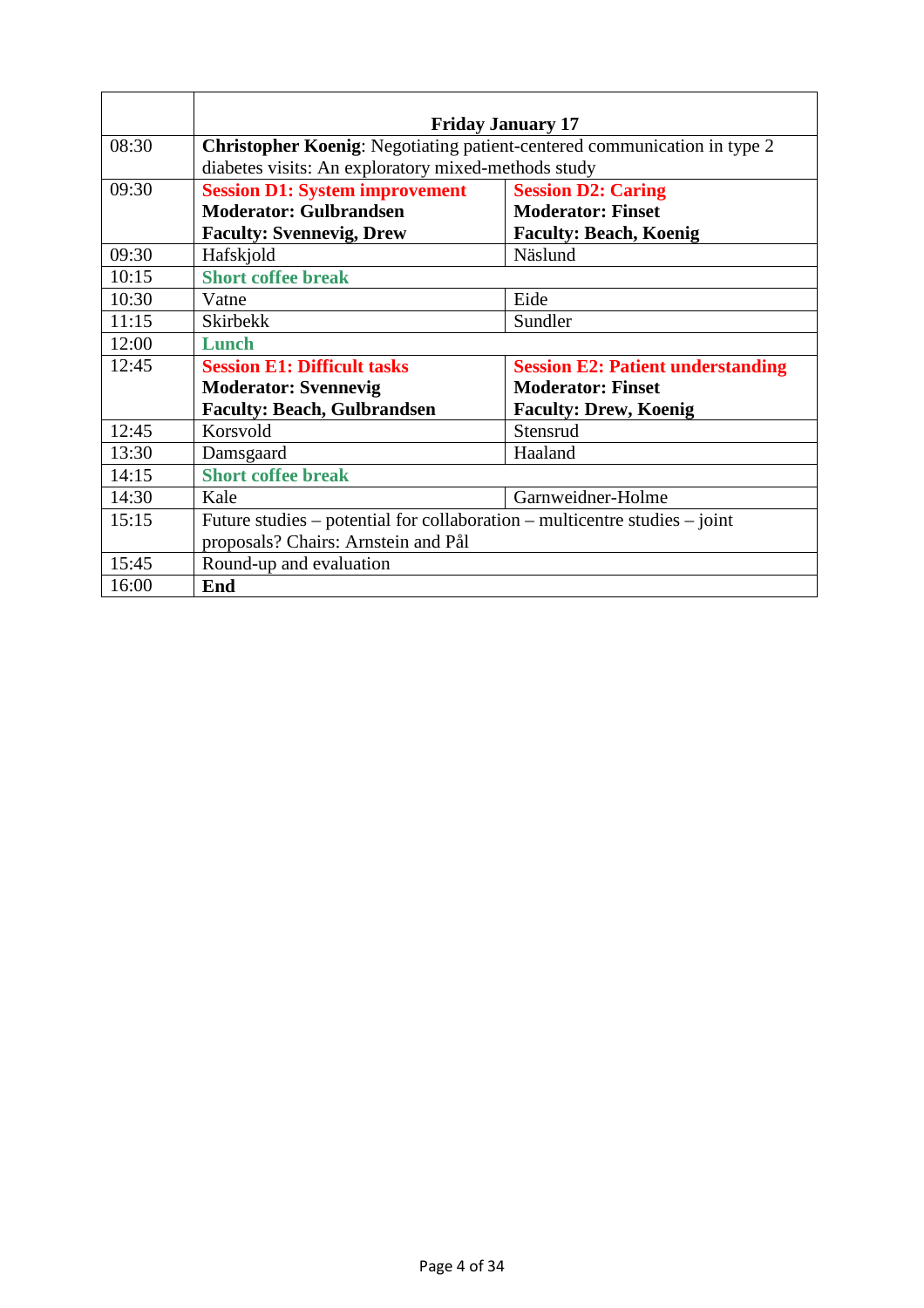| | Friday January 17 | |
|---|---|---|
| 08:30 | **Christopher Koenig**: Negotiating patient-centered communication in type 2 diabetes visits: An exploratory mixed-methods study | |
| 09:30 | **Session D1: System improvement**<br>**Moderator: Gulbrandsen**<br>**Faculty: Svennevig, Drew** | **Session D2: Caring**<br>**Moderator: Finset**<br>**Faculty: Beach, Koenig** |
| 09:30 | Hafskjold | Näslund |
| 10:15 | **Short coffee break** | |
| 10:30 | Vatne | Eide |
| 11:15 | Skirbekk | Sundler |
| 12:00 | **Lunch** | |
| 12:45 | **Session E1: Difficult tasks**<br>**Moderator: Svennevig**<br>**Faculty: Beach, Gulbrandsen** | **Session E2: Patient understanding**<br>**Moderator: Finset**<br>**Faculty: Drew, Koenig** |
| 12:45 | Korsvold | Stensrud |
| 13:30 | Damsgaard | Haaland |
| 14:15 | **Short coffee break** | |
| 14:30 | Kale | Garnweidner-Holme |
| 15:15 | Future studies – potential for collaboration – multicentre studies – joint proposals? Chairs: Arnstein and Pål | |
| 15:45 | Round-up and evaluation | |
| 16:00 | **End** | |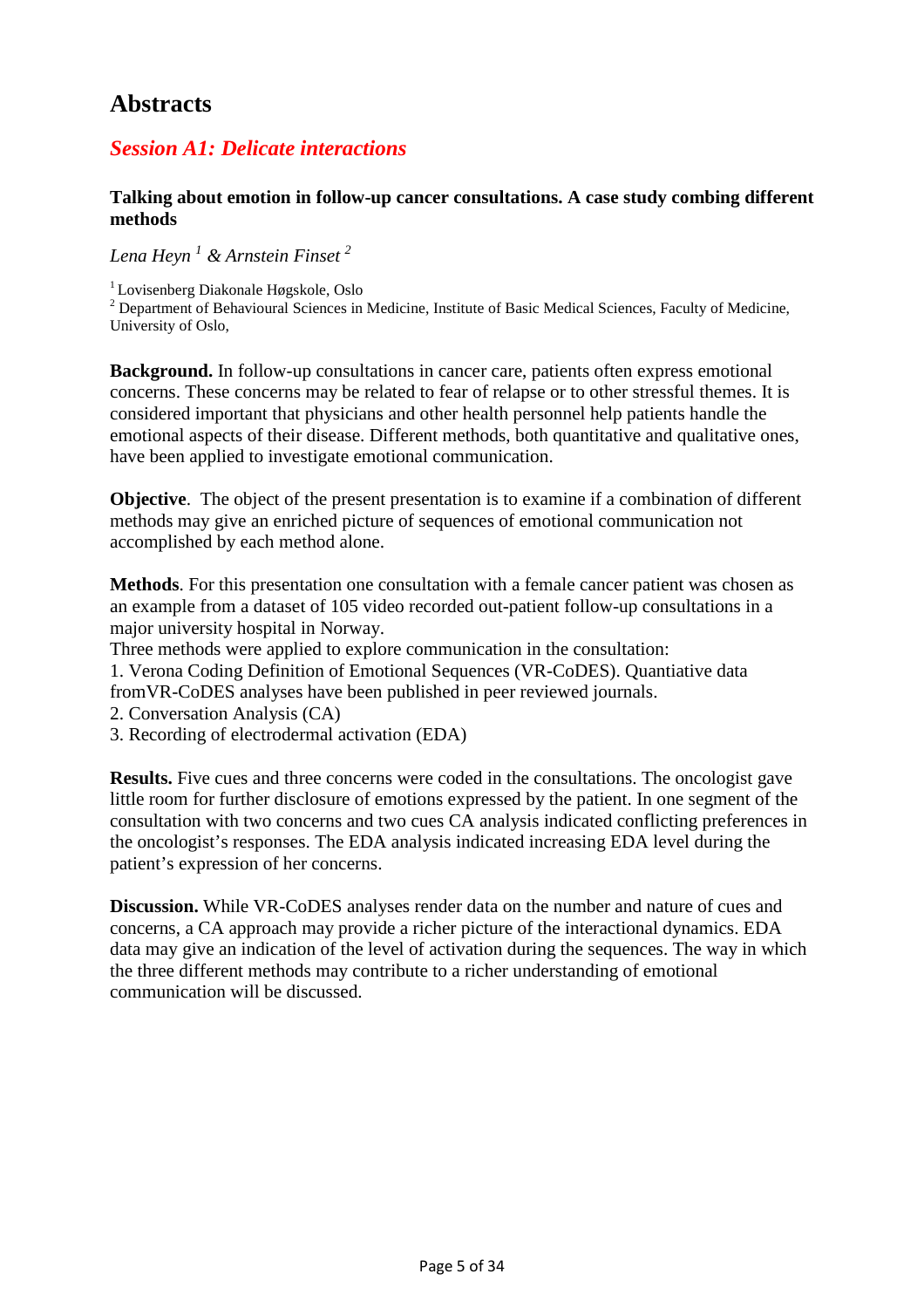# Abstracts

## *Session A1: Delicate interactions*

### Talking about emotion in follow-up cancer consultations. A case study combing different methods

*Lena Heyn* [1] *& Arnstein Finset* [2]

[1] Lovisenberg Diakonale Høgskole, Oslo
[2] Department of Behavioural Sciences in Medicine, Institute of Basic Medical Sciences, Faculty of Medicine, University of Oslo,

**Background.** In follow-up consultations in cancer care, patients often express emotional concerns. These concerns may be related to fear of relapse or to other stressful themes. It is considered important that physicians and other health personnel help patients handle the emotional aspects of their disease. Different methods, both quantitative and qualitative ones, have been applied to investigate emotional communication.

**Objective**. The object of the present presentation is to examine if a combination of different methods may give an enriched picture of sequences of emotional communication not accomplished by each method alone.

**Methods**. For this presentation one consultation with a female cancer patient was chosen as an example from a dataset of 105 video recorded out-patient follow-up consultations in a major university hospital in Norway.
Three methods were applied to explore communication in the consultation:
1. Verona Coding Definition of Emotional Sequences (VR-CoDES). Quantiative data fromVR-CoDES analyses have been published in peer reviewed journals.
2. Conversation Analysis (CA)
3. Recording of electrodermal activation (EDA)

**Results.** Five cues and three concerns were coded in the consultations. The oncologist gave little room for further disclosure of emotions expressed by the patient. In one segment of the consultation with two concerns and two cues CA analysis indicated conflicting preferences in the oncologist's responses. The EDA analysis indicated increasing EDA level during the patient's expression of her concerns.

**Discussion.** While VR-CoDES analyses render data on the number and nature of cues and concerns, a CA approach may provide a richer picture of the interactional dynamics. EDA data may give an indication of the level of activation during the sequences. The way in which the three different methods may contribute to a richer understanding of emotional communication will be discussed.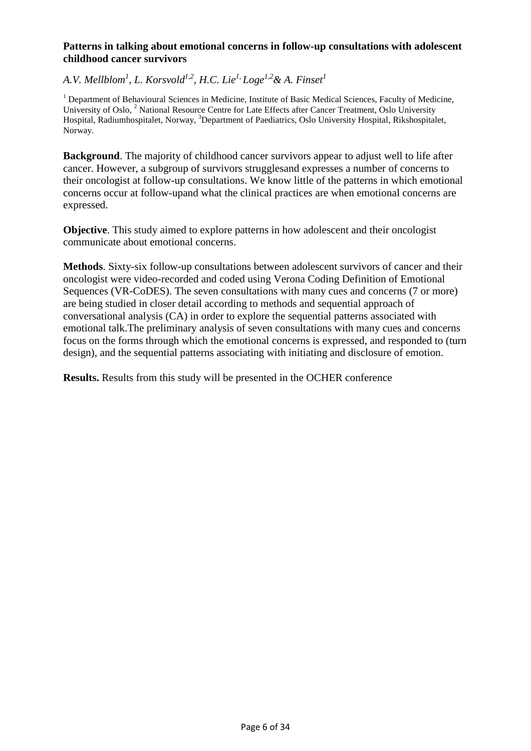**Patterns in talking about emotional concerns in follow-up consultations with adolescent childhood cancer survivors**

*A.V. Mellblom[1], L. Korsvold[1,2], H.C. Lie[1,] Loge[1,2]& A. Finset[1]*

[1] Department of Behavioural Sciences in Medicine, Institute of Basic Medical Sciences, Faculty of Medicine, University of Oslo, [2] National Resource Centre for Late Effects after Cancer Treatment, Oslo University Hospital, Radiumhospitalet, Norway, [3]Department of Paediatrics, Oslo University Hospital, Rikshospitalet, Norway.

**Background**. The majority of childhood cancer survivors appear to adjust well to life after cancer. However, a subgroup of survivors strugglesand expresses a number of concerns to their oncologist at follow-up consultations. We know little of the patterns in which emotional concerns occur at follow-upand what the clinical practices are when emotional concerns are expressed.

**Objective**. This study aimed to explore patterns in how adolescent and their oncologist communicate about emotional concerns.

**Methods**. Sixty-six follow-up consultations between adolescent survivors of cancer and their oncologist were video-recorded and coded using Verona Coding Definition of Emotional Sequences (VR-CoDES). The seven consultations with many cues and concerns (7 or more) are being studied in closer detail according to methods and sequential approach of conversational analysis (CA) in order to explore the sequential patterns associated with emotional talk.The preliminary analysis of seven consultations with many cues and concerns focus on the forms through which the emotional concerns is expressed, and responded to (turn design), and the sequential patterns associating with initiating and disclosure of emotion.

**Results.** Results from this study will be presented in the OCHER conference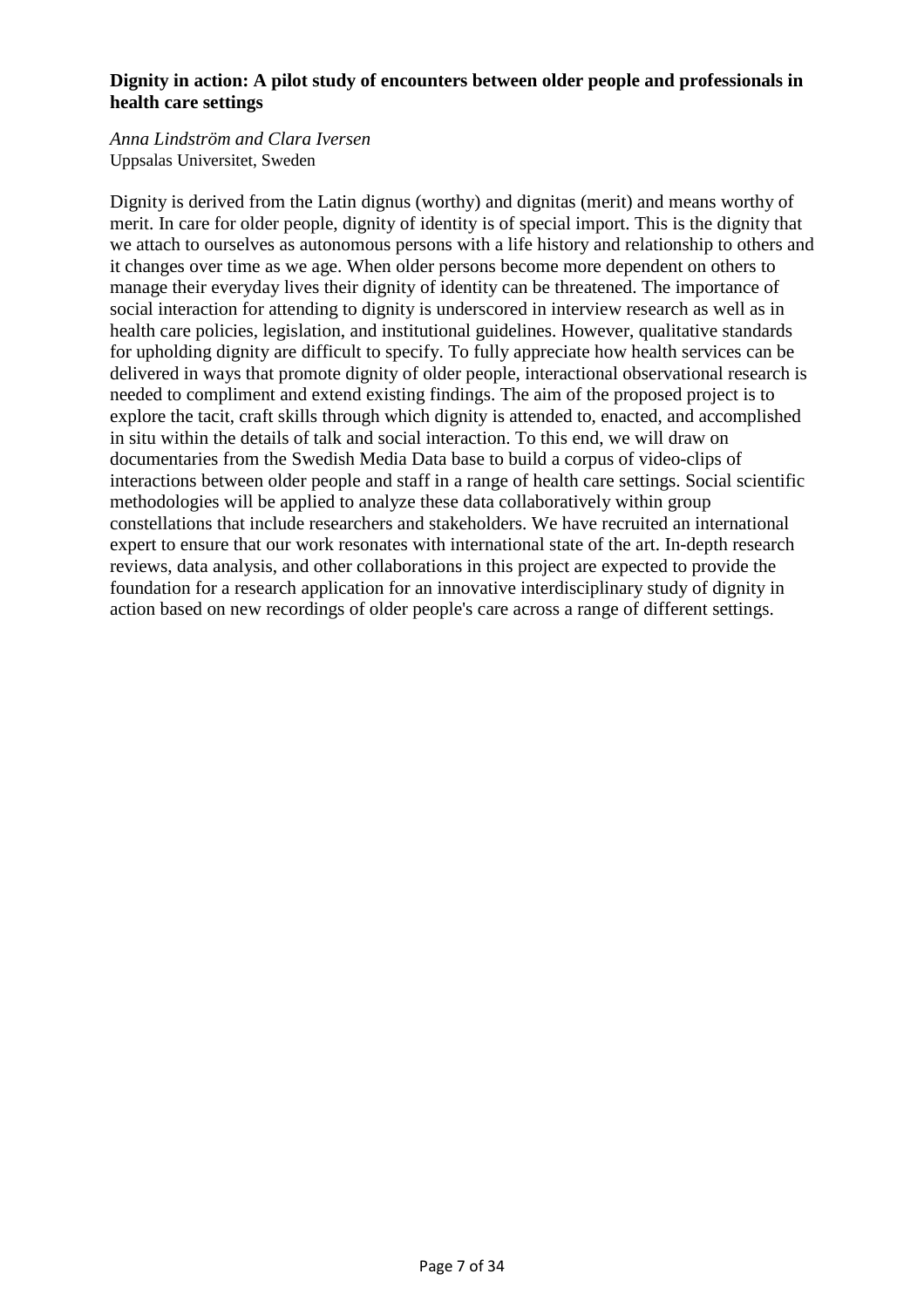**Dignity in action: A pilot study of encounters between older people and professionals in health care settings**

*Anna Lindström and Clara Iversen*
Uppsalas Universitet, Sweden

Dignity is derived from the Latin dignus (worthy) and dignitas (merit) and means worthy of merit. In care for older people, dignity of identity is of special import. This is the dignity that we attach to ourselves as autonomous persons with a life history and relationship to others and it changes over time as we age. When older persons become more dependent on others to manage their everyday lives their dignity of identity can be threatened. The importance of social interaction for attending to dignity is underscored in interview research as well as in health care policies, legislation, and institutional guidelines. However, qualitative standards for upholding dignity are difficult to specify. To fully appreciate how health services can be delivered in ways that promote dignity of older people, interactional observational research is needed to compliment and extend existing findings. The aim of the proposed project is to explore the tacit, craft skills through which dignity is attended to, enacted, and accomplished in situ within the details of talk and social interaction. To this end, we will draw on documentaries from the Swedish Media Data base to build a corpus of video-clips of interactions between older people and staff in a range of health care settings. Social scientific methodologies will be applied to analyze these data collaboratively within group constellations that include researchers and stakeholders. We have recruited an international expert to ensure that our work resonates with international state of the art. In-depth research reviews, data analysis, and other collaborations in this project are expected to provide the foundation for a research application for an innovative interdisciplinary study of dignity in action based on new recordings of older people's care across a range of different settings.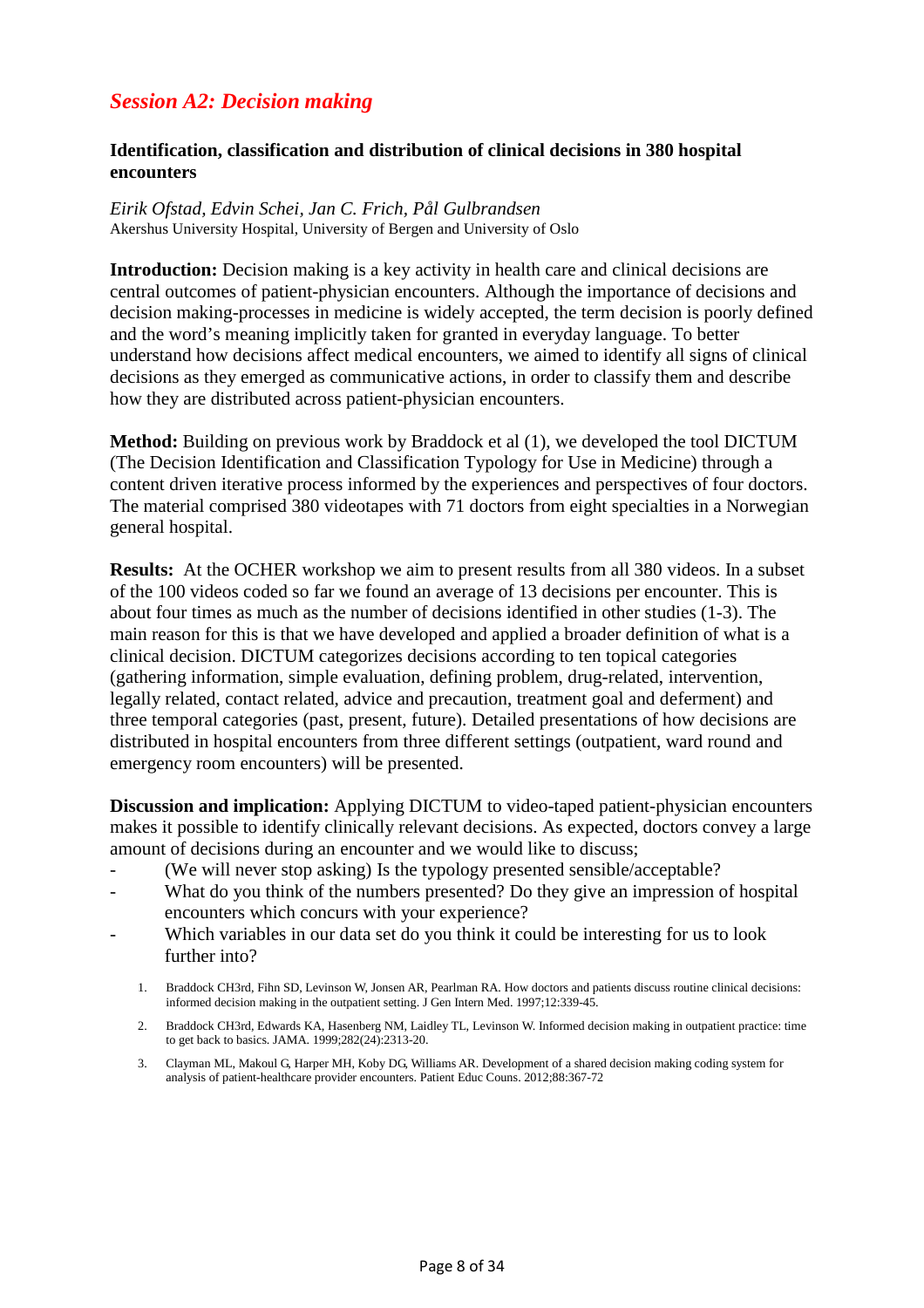## *Session A2: Decision making*

### Identification, classification and distribution of clinical decisions in 380 hospital encounters

*Eirik Ofstad, Edvin Schei, Jan C. Frich, Pål Gulbrandsen*
Akershus University Hospital, University of Bergen and University of Oslo

**Introduction:** Decision making is a key activity in health care and clinical decisions are central outcomes of patient-physician encounters. Although the importance of decisions and decision making-processes in medicine is widely accepted, the term decision is poorly defined and the word's meaning implicitly taken for granted in everyday language. To better understand how decisions affect medical encounters, we aimed to identify all signs of clinical decisions as they emerged as communicative actions, in order to classify them and describe how they are distributed across patient-physician encounters.

**Method:** Building on previous work by Braddock et al (1), we developed the tool DICTUM (The Decision Identification and Classification Typology for Use in Medicine) through a content driven iterative process informed by the experiences and perspectives of four doctors. The material comprised 380 videotapes with 71 doctors from eight specialties in a Norwegian general hospital.

**Results:** At the OCHER workshop we aim to present results from all 380 videos. In a subset of the 100 videos coded so far we found an average of 13 decisions per encounter. This is about four times as much as the number of decisions identified in other studies (1-3). The main reason for this is that we have developed and applied a broader definition of what is a clinical decision. DICTUM categorizes decisions according to ten topical categories (gathering information, simple evaluation, defining problem, drug-related, intervention, legally related, contact related, advice and precaution, treatment goal and deferment) and three temporal categories (past, present, future). Detailed presentations of how decisions are distributed in hospital encounters from three different settings (outpatient, ward round and emergency room encounters) will be presented.

**Discussion and implication:** Applying DICTUM to video-taped patient-physician encounters makes it possible to identify clinically relevant decisions. As expected, doctors convey a large amount of decisions during an encounter and we would like to discuss;

- (We will never stop asking) Is the typology presented sensible/acceptable?
- What do you think of the numbers presented? Do they give an impression of hospital encounters which concurs with your experience?
- Which variables in our data set do you think it could be interesting for us to look further into?

1. Braddock CH3rd, Fihn SD, Levinson W, Jonsen AR, Pearlman RA. How doctors and patients discuss routine clinical decisions: informed decision making in the outpatient setting. J Gen Intern Med. 1997;12:339-45.
2. Braddock CH3rd, Edwards KA, Hasenberg NM, Laidley TL, Levinson W. Informed decision making in outpatient practice: time to get back to basics. JAMA. 1999;282(24):2313-20.
3. Clayman ML, Makoul G, Harper MH, Koby DG, Williams AR. Development of a shared decision making coding system for analysis of patient-healthcare provider encounters. Patient Educ Couns. 2012;88:367-72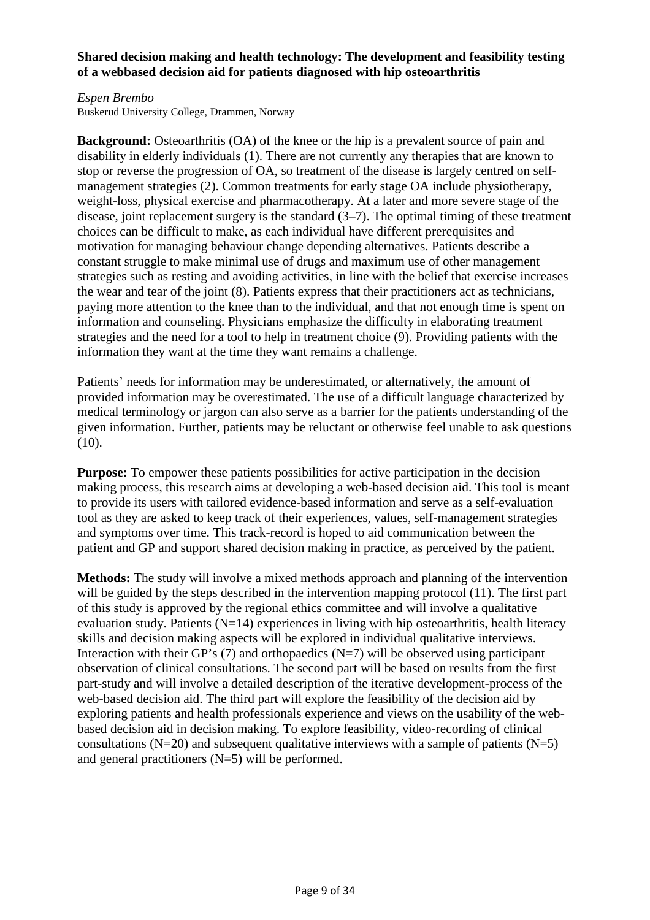**Shared decision making and health technology: The development and feasibility testing of a webbased decision aid for patients diagnosed with hip osteoarthritis**

*Espen Brembo*
Buskerud University College, Drammen, Norway

**Background:** Osteoarthritis (OA) of the knee or the hip is a prevalent source of pain and disability in elderly individuals (1). There are not currently any therapies that are known to stop or reverse the progression of OA, so treatment of the disease is largely centred on self-management strategies (2). Common treatments for early stage OA include physiotherapy, weight-loss, physical exercise and pharmacotherapy. At a later and more severe stage of the disease, joint replacement surgery is the standard (3–7). The optimal timing of these treatment choices can be difficult to make, as each individual have different prerequisites and motivation for managing behaviour change depending alternatives. Patients describe a constant struggle to make minimal use of drugs and maximum use of other management strategies such as resting and avoiding activities, in line with the belief that exercise increases the wear and tear of the joint (8). Patients express that their practitioners act as technicians, paying more attention to the knee than to the individual, and that not enough time is spent on information and counseling. Physicians emphasize the difficulty in elaborating treatment strategies and the need for a tool to help in treatment choice (9). Providing patients with the information they want at the time they want remains a challenge.

Patients' needs for information may be underestimated, or alternatively, the amount of provided information may be overestimated. The use of a difficult language characterized by medical terminology or jargon can also serve as a barrier for the patients understanding of the given information. Further, patients may be reluctant or otherwise feel unable to ask questions (10).

**Purpose:** To empower these patients possibilities for active participation in the decision making process, this research aims at developing a web-based decision aid. This tool is meant to provide its users with tailored evidence-based information and serve as a self-evaluation tool as they are asked to keep track of their experiences, values, self-management strategies and symptoms over time. This track-record is hoped to aid communication between the patient and GP and support shared decision making in practice, as perceived by the patient.

**Methods:** The study will involve a mixed methods approach and planning of the intervention will be guided by the steps described in the intervention mapping protocol (11). The first part of this study is approved by the regional ethics committee and will involve a qualitative evaluation study. Patients (N=14) experiences in living with hip osteoarthritis, health literacy skills and decision making aspects will be explored in individual qualitative interviews. Interaction with their GP's (7) and orthopaedics (N=7) will be observed using participant observation of clinical consultations. The second part will be based on results from the first part-study and will involve a detailed description of the iterative development-process of the web-based decision aid. The third part will explore the feasibility of the decision aid by exploring patients and health professionals experience and views on the usability of the web-based decision aid in decision making. To explore feasibility, video-recording of clinical consultations (N=20) and subsequent qualitative interviews with a sample of patients (N=5) and general practitioners (N=5) will be performed.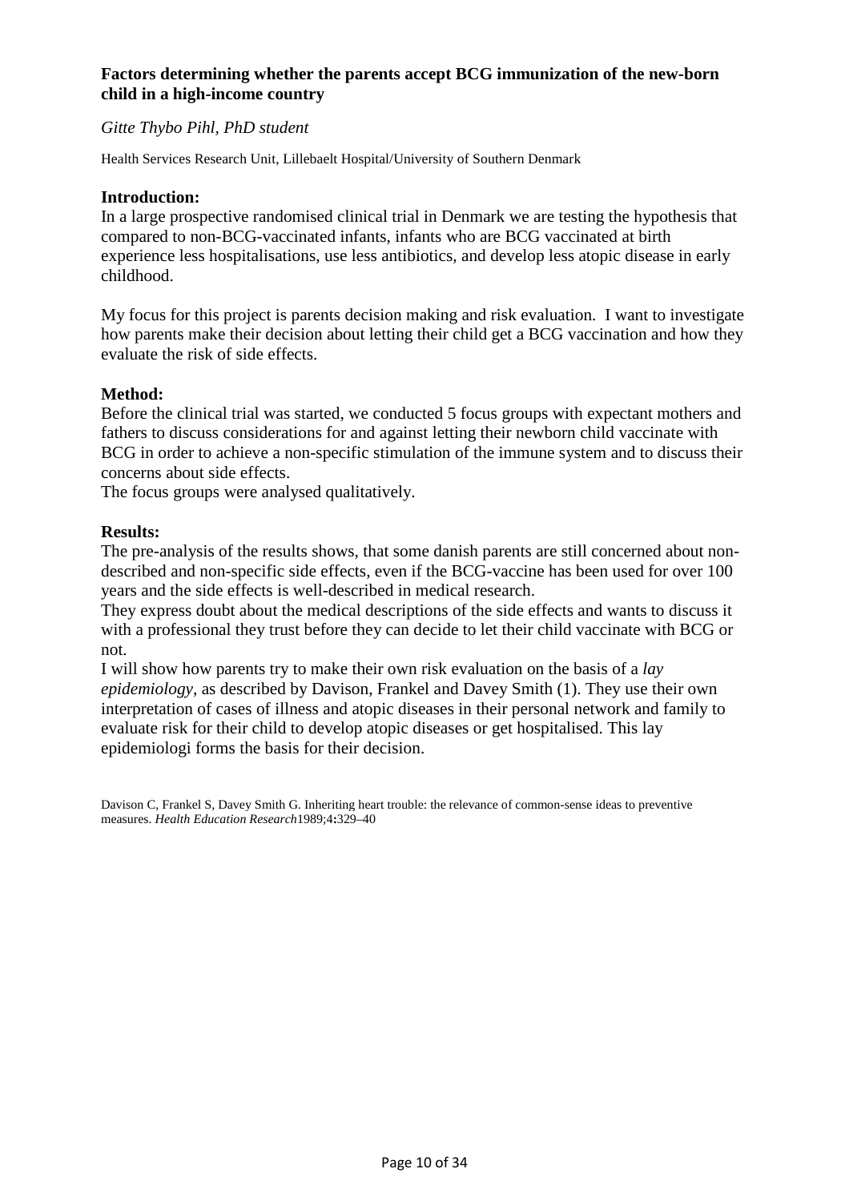## Factors determining whether the parents accept BCG immunization of the new-born child in a high-income country

*Gitte Thybo Pihl, PhD student*

Health Services Research Unit, Lillebaelt Hospital/University of Southern Denmark

### Introduction:

In a large prospective randomised clinical trial in Denmark we are testing the hypothesis that compared to non-BCG-vaccinated infants, infants who are BCG vaccinated at birth experience less hospitalisations, use less antibiotics, and develop less atopic disease in early childhood.

My focus for this project is parents decision making and risk evaluation. I want to investigate how parents make their decision about letting their child get a BCG vaccination and how they evaluate the risk of side effects.

### Method:

Before the clinical trial was started, we conducted 5 focus groups with expectant mothers and fathers to discuss considerations for and against letting their newborn child vaccinate with BCG in order to achieve a non-specific stimulation of the immune system and to discuss their concerns about side effects.

The focus groups were analysed qualitatively.

### Results:

The pre-analysis of the results shows, that some danish parents are still concerned about non-described and non-specific side effects, even if the BCG-vaccine has been used for over 100 years and the side effects is well-described in medical research.

They express doubt about the medical descriptions of the side effects and wants to discuss it with a professional they trust before they can decide to let their child vaccinate with BCG or not.

I will show how parents try to make their own risk evaluation on the basis of a *lay epidemiology*, as described by Davison, Frankel and Davey Smith (1). They use their own interpretation of cases of illness and atopic diseases in their personal network and family to evaluate risk for their child to develop atopic diseases or get hospitalised. This lay epidemiologi forms the basis for their decision.

Davison C, Frankel S, Davey Smith G. Inheriting heart trouble: the relevance of common-sense ideas to preventive measures. *Health Education Research* 1989;4:329–40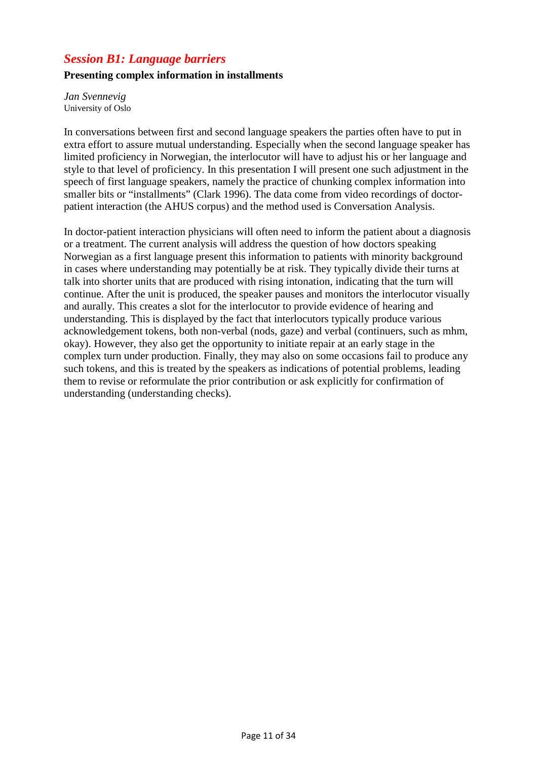## *Session B1: Language barriers*

**Presenting complex information in installments**

*Jan Svennevig*
University of Oslo

In conversations between first and second language speakers the parties often have to put in extra effort to assure mutual understanding. Especially when the second language speaker has limited proficiency in Norwegian, the interlocutor will have to adjust his or her language and style to that level of proficiency. In this presentation I will present one such adjustment in the speech of first language speakers, namely the practice of chunking complex information into smaller bits or "installments" (Clark 1996). The data come from video recordings of doctor-patient interaction (the AHUS corpus) and the method used is Conversation Analysis.

In doctor-patient interaction physicians will often need to inform the patient about a diagnosis or a treatment. The current analysis will address the question of how doctors speaking Norwegian as a first language present this information to patients with minority background in cases where understanding may potentially be at risk. They typically divide their turns at talk into shorter units that are produced with rising intonation, indicating that the turn will continue. After the unit is produced, the speaker pauses and monitors the interlocutor visually and aurally. This creates a slot for the interlocutor to provide evidence of hearing and understanding. This is displayed by the fact that interlocutors typically produce various acknowledgement tokens, both non-verbal (nods, gaze) and verbal (continuers, such as mhm, okay). However, they also get the opportunity to initiate repair at an early stage in the complex turn under production. Finally, they may also on some occasions fail to produce any such tokens, and this is treated by the speakers as indications of potential problems, leading them to revise or reformulate the prior contribution or ask explicitly for confirmation of understanding (understanding checks).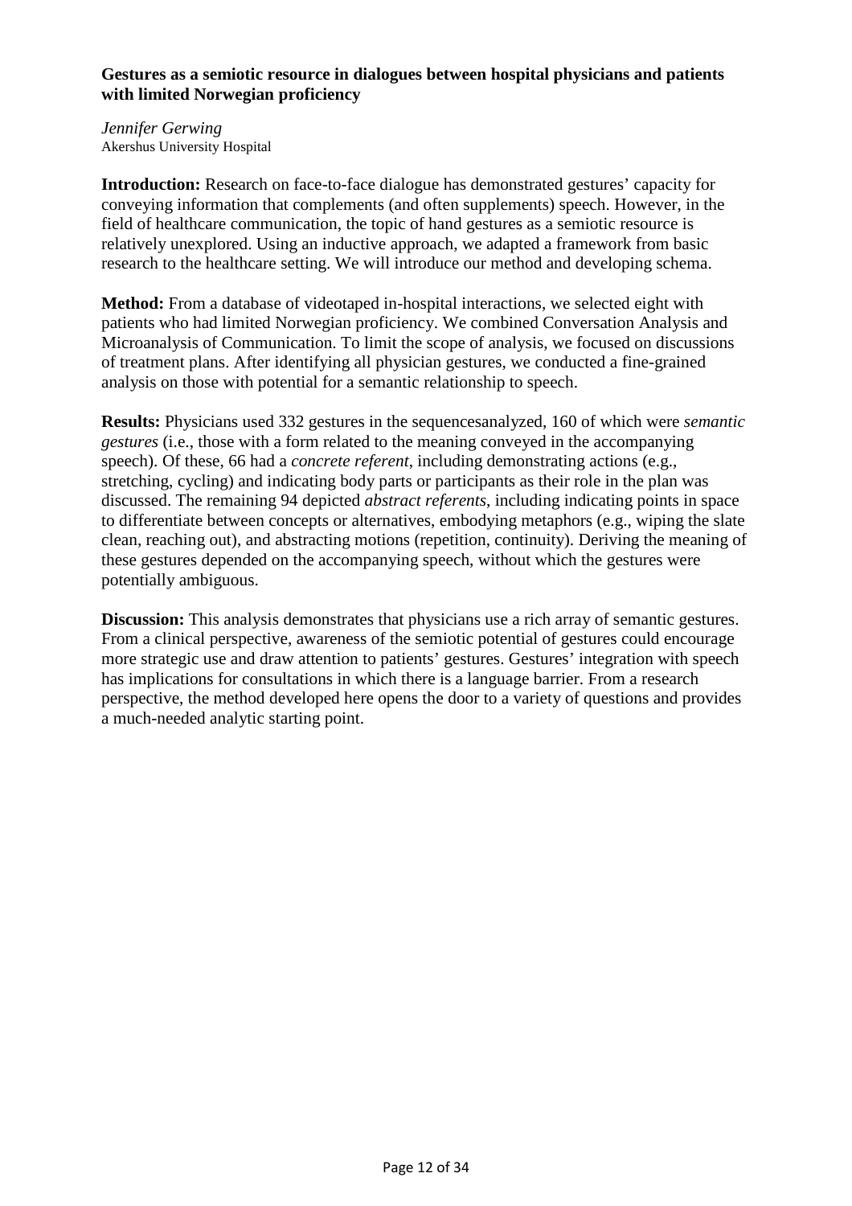**Gestures as a semiotic resource in dialogues between hospital physicians and patients with limited Norwegian proficiency**

*Jennifer Gerwing*
Akershus University Hospital

**Introduction:** Research on face-to-face dialogue has demonstrated gestures' capacity for conveying information that complements (and often supplements) speech. However, in the field of healthcare communication, the topic of hand gestures as a semiotic resource is relatively unexplored. Using an inductive approach, we adapted a framework from basic research to the healthcare setting. We will introduce our method and developing schema.

**Method:** From a database of videotaped in-hospital interactions, we selected eight with patients who had limited Norwegian proficiency. We combined Conversation Analysis and Microanalysis of Communication. To limit the scope of analysis, we focused on discussions of treatment plans. After identifying all physician gestures, we conducted a fine-grained analysis on those with potential for a semantic relationship to speech.

**Results:** Physicians used 332 gestures in the sequencesanalyzed, 160 of which were *semantic gestures* (i.e., those with a form related to the meaning conveyed in the accompanying speech). Of these, 66 had a *concrete referent*, including demonstrating actions (e.g., stretching, cycling) and indicating body parts or participants as their role in the plan was discussed. The remaining 94 depicted *abstract referents*, including indicating points in space to differentiate between concepts or alternatives, embodying metaphors (e.g., wiping the slate clean, reaching out), and abstracting motions (repetition, continuity). Deriving the meaning of these gestures depended on the accompanying speech, without which the gestures were potentially ambiguous.

**Discussion:** This analysis demonstrates that physicians use a rich array of semantic gestures. From a clinical perspective, awareness of the semiotic potential of gestures could encourage more strategic use and draw attention to patients' gestures. Gestures' integration with speech has implications for consultations in which there is a language barrier. From a research perspective, the method developed here opens the door to a variety of questions and provides a much-needed analytic starting point.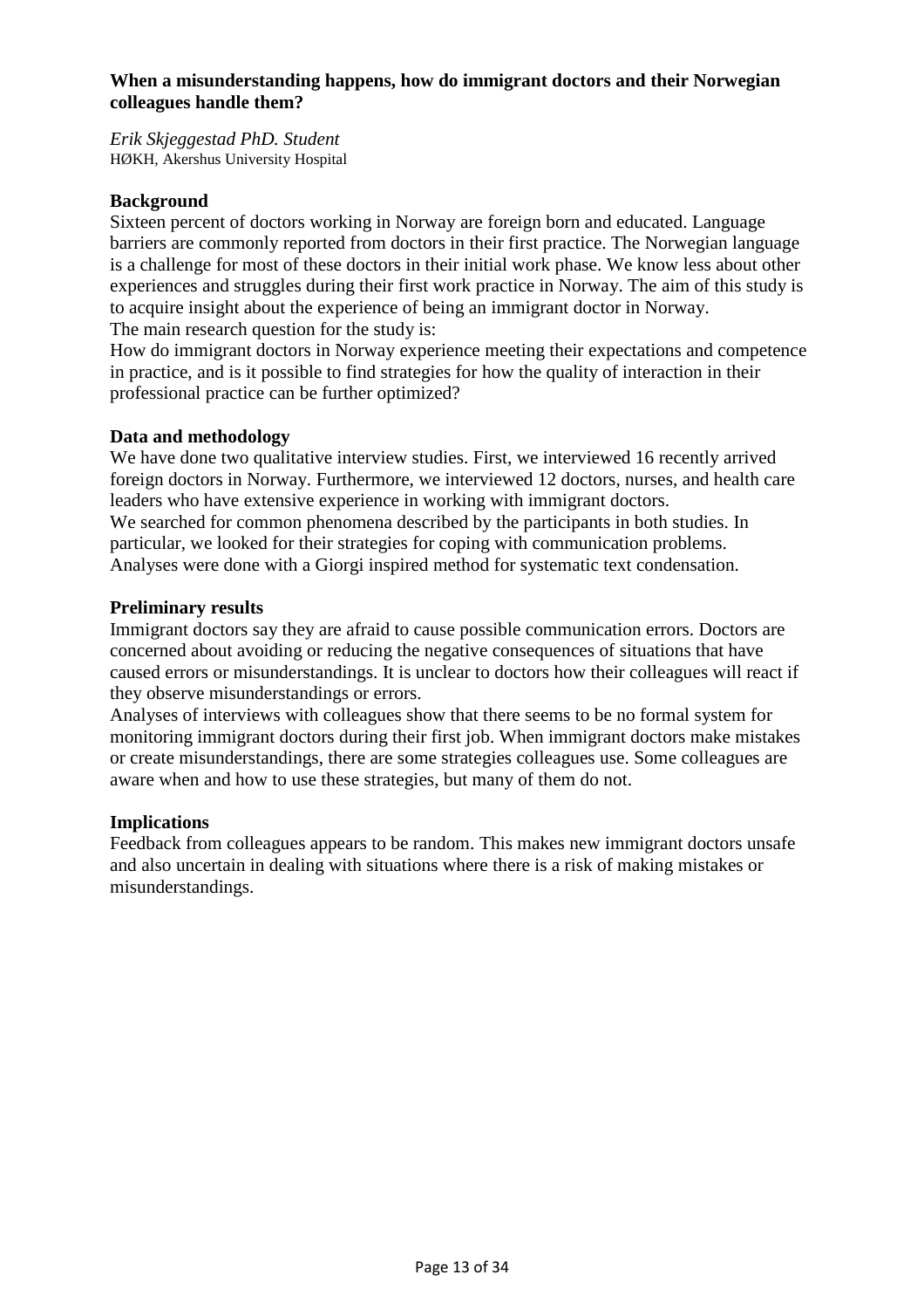**When a misunderstanding happens, how do immigrant doctors and their Norwegian colleagues handle them?**

*Erik Skjeggestad PhD. Student*
HØKH, Akershus University Hospital

**Background**

Sixteen percent of doctors working in Norway are foreign born and educated. Language barriers are commonly reported from doctors in their first practice. The Norwegian language is a challenge for most of these doctors in their initial work phase. We know less about other experiences and struggles during their first work practice in Norway. The aim of this study is to acquire insight about the experience of being an immigrant doctor in Norway.
The main research question for the study is:
How do immigrant doctors in Norway experience meeting their expectations and competence in practice, and is it possible to find strategies for how the quality of interaction in their professional practice can be further optimized?

**Data and methodology**

We have done two qualitative interview studies. First, we interviewed 16 recently arrived foreign doctors in Norway. Furthermore, we interviewed 12 doctors, nurses, and health care leaders who have extensive experience in working with immigrant doctors.
We searched for common phenomena described by the participants in both studies. In particular, we looked for their strategies for coping with communication problems.
Analyses were done with a Giorgi inspired method for systematic text condensation.

**Preliminary results**

Immigrant doctors say they are afraid to cause possible communication errors. Doctors are concerned about avoiding or reducing the negative consequences of situations that have caused errors or misunderstandings. It is unclear to doctors how their colleagues will react if they observe misunderstandings or errors.
Analyses of interviews with colleagues show that there seems to be no formal system for monitoring immigrant doctors during their first job. When immigrant doctors make mistakes or create misunderstandings, there are some strategies colleagues use. Some colleagues are aware when and how to use these strategies, but many of them do not.

**Implications**

Feedback from colleagues appears to be random. This makes new immigrant doctors unsafe and also uncertain in dealing with situations where there is a risk of making mistakes or misunderstandings.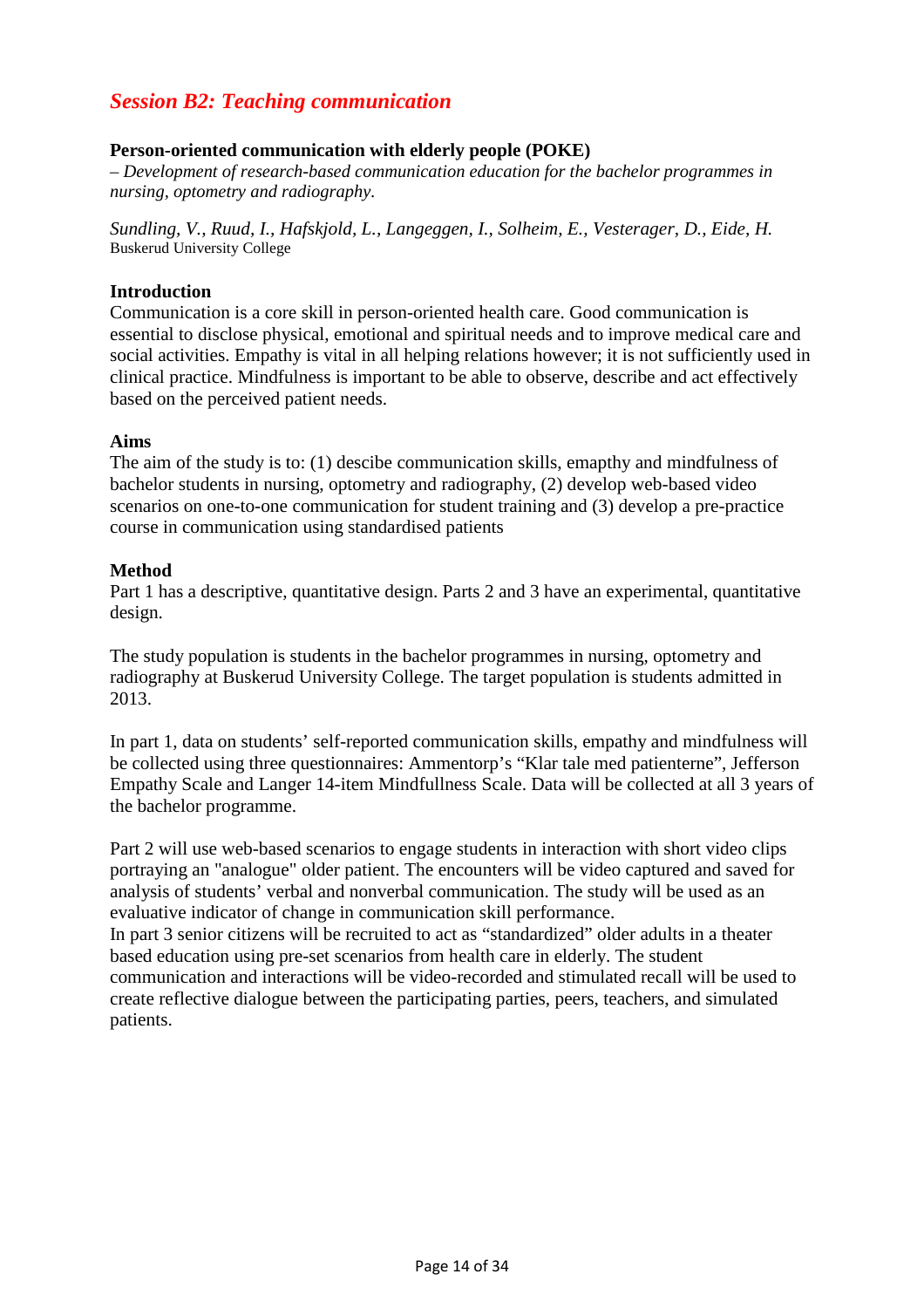## *Session B2: Teaching communication*

**Person-oriented communication with elderly people (POKE)**
*– Development of research-based communication education for the bachelor programmes in nursing, optometry and radiography.*

*Sundling, V., Ruud, I., Hafskjold, L., Langeggen, I., Solheim, E., Vesterager, D., Eide, H.*
Buskerud University College

**Introduction**
Communication is a core skill in person-oriented health care. Good communication is essential to disclose physical, emotional and spiritual needs and to improve medical care and social activities. Empathy is vital in all helping relations however; it is not sufficiently used in clinical practice. Mindfulness is important to be able to observe, describe and act effectively based on the perceived patient needs.

**Aims**
The aim of the study is to: (1) descibe communication skills, emapthy and mindfulness of bachelor students in nursing, optometry and radiography, (2) develop web-based video scenarios on one-to-one communication for student training and (3) develop a pre-practice course in communication using standardised patients

**Method**
Part 1 has a descriptive, quantitative design. Parts 2 and 3 have an experimental, quantitative design.

The study population is students in the bachelor programmes in nursing, optometry and radiography at Buskerud University College. The target population is students admitted in 2013.

In part 1, data on students' self-reported communication skills, empathy and mindfulness will be collected using three questionnaires: Ammentorp's "Klar tale med patienterne", Jefferson Empathy Scale and Langer 14-item Mindfullness Scale. Data will be collected at all 3 years of the bachelor programme.

Part 2 will use web-based scenarios to engage students in interaction with short video clips portraying an "analogue" older patient. The encounters will be video captured and saved for analysis of students' verbal and nonverbal communication. The study will be used as an evaluative indicator of change in communication skill performance.
In part 3 senior citizens will be recruited to act as "standardized" older adults in a theater based education using pre-set scenarios from health care in elderly. The student communication and interactions will be video-recorded and stimulated recall will be used to create reflective dialogue between the participating parties, peers, teachers, and simulated patients.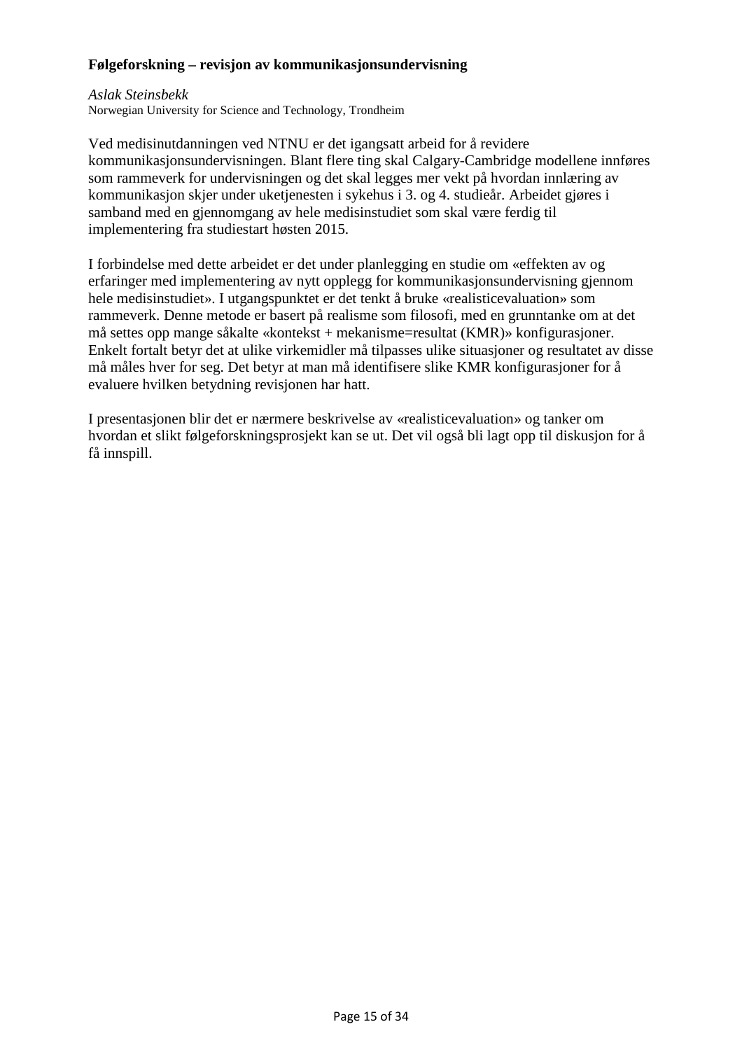**Følgeforskning – revisjon av kommunikasjonsundervisning**

*Aslak Steinsbekk*
Norwegian University for Science and Technology, Trondheim

Ved medisinutdanningen ved NTNU er det igangsatt arbeid for å revidere kommunikasjonsundervisningen. Blant flere ting skal Calgary-Cambridge modellene innføres som rammeverk for undervisningen og det skal legges mer vekt på hvordan innlæring av kommunikasjon skjer under uketjenesten i sykehus i 3. og 4. studieår. Arbeidet gjøres i samband med en gjennomgang av hele medisinstudiet som skal være ferdig til implementering fra studiestart høsten 2015.

I forbindelse med dette arbeidet er det under planlegging en studie om «effekten av og erfaringer med implementering av nytt opplegg for kommunikasjonsundervisning gjennom hele medisinstudiet». I utgangspunktet er det tenkt å bruke «realisticevaluation» som rammeverk. Denne metode er basert på realisme som filosofi, med en grunntanke om at det må settes opp mange såkalte «kontekst + mekanisme=resultat (KMR)» konfigurasjoner. Enkelt fortalt betyr det at ulike virkemidler må tilpasses ulike situasjoner og resultatet av disse må måles hver for seg. Det betyr at man må identifisere slike KMR konfigurasjoner for å evaluere hvilken betydning revisjonen har hatt.

I presentasjonen blir det er nærmere beskrivelse av «realisticevaluation» og tanker om hvordan et slikt følgeforskningsprosjekt kan se ut. Det vil også bli lagt opp til diskusjon for å få innspill.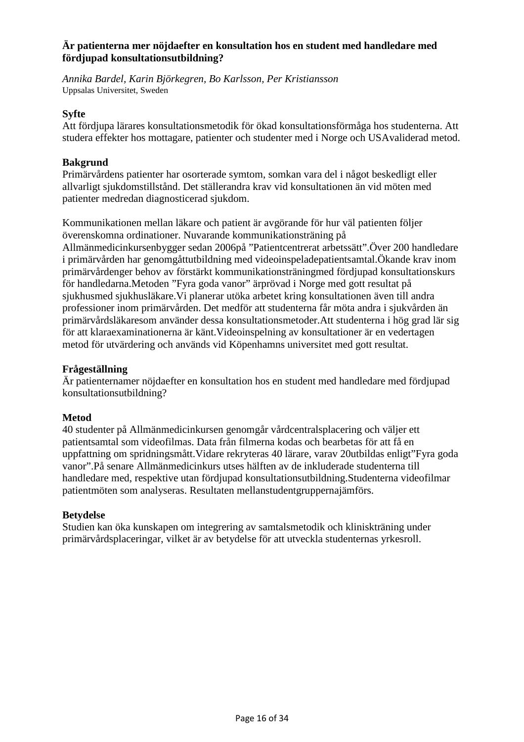**Är patienterna mer nöjdaefter en konsultation hos en student med handledare med fördjupad konsultationsutbildning?**

*Annika Bardel, Karin Björkegren, Bo Karlsson, Per Kristiansson*
Uppsalas Universitet, Sweden

**Syfte**
Att fördjupa lärares konsultationsmetodik för ökad konsultationsförmåga hos studenterna. Att studera effekter hos mottagare, patienter och studenter med i Norge och USAvaliderad metod.

**Bakgrund**
Primärvårdens patienter har osorterade symtom, somkan vara del i något beskedligt eller allvarligt sjukdomstillstånd. Det ställerandra krav vid konsultationen än vid möten med patienter medredan diagnosticerad sjukdom.

Kommunikationen mellan läkare och patient är avgörande för hur väl patienten följer överenskomna ordinationer. Nuvarande kommunikationsträning på Allmänmedicinkursenbygger sedan 2006på ”Patientcentrerat arbetssätt”.Över 200 handledare i primärvården har genomgåttutbildning med videoinspeladepatientsamtal.Ökande krav inom primärvårdenger behov av förstärkt kommunikationsträningmed fördjupad konsultationskurs för handledarna.Metoden ”Fyra goda vanor” ärprövad i Norge med gott resultat på sjukhusmed sjukhusläkare.Vi planerar utöka arbetet kring konsultationen även till andra professioner inom primärvården. Det medför att studenterna får möta andra i sjukvården än primärvårdsläkaresom använder dessa konsultationsmetoder.Att studenterna i hög grad lär sig för att klaraexaminationerna är känt.Videoinspelning av konsultationer är en vedertagen metod för utvärdering och används vid Köpenhamns universitet med gott resultat.

**Frågeställning**
Är patienternamer nöjdaefter en konsultation hos en student med handledare med fördjupad konsultationsutbildning?

**Metod**
40 studenter på Allmänmedicinkursen genomgår vårdcentralsplacering och väljer ett patientsamtal som videofilmas. Data från filmerna kodas och bearbetas för att få en uppfattning om spridningsmått.Vidare rekryteras 40 lärare, varav 20utbildas enligt”Fyra goda vanor”.På senare Allmänmedicinkurs utses hälften av de inkluderade studenterna till handledare med, respektive utan fördjupad konsultationsutbildning.Studenterna videofilmar patientmöten som analyseras. Resultaten mellanstudentgruppernajämförs.

**Betydelse**
Studien kan öka kunskapen om integrering av samtalsmetodik och kliniskträning under primärvårdsplaceringar, vilket är av betydelse för att utveckla studenternas yrkesroll.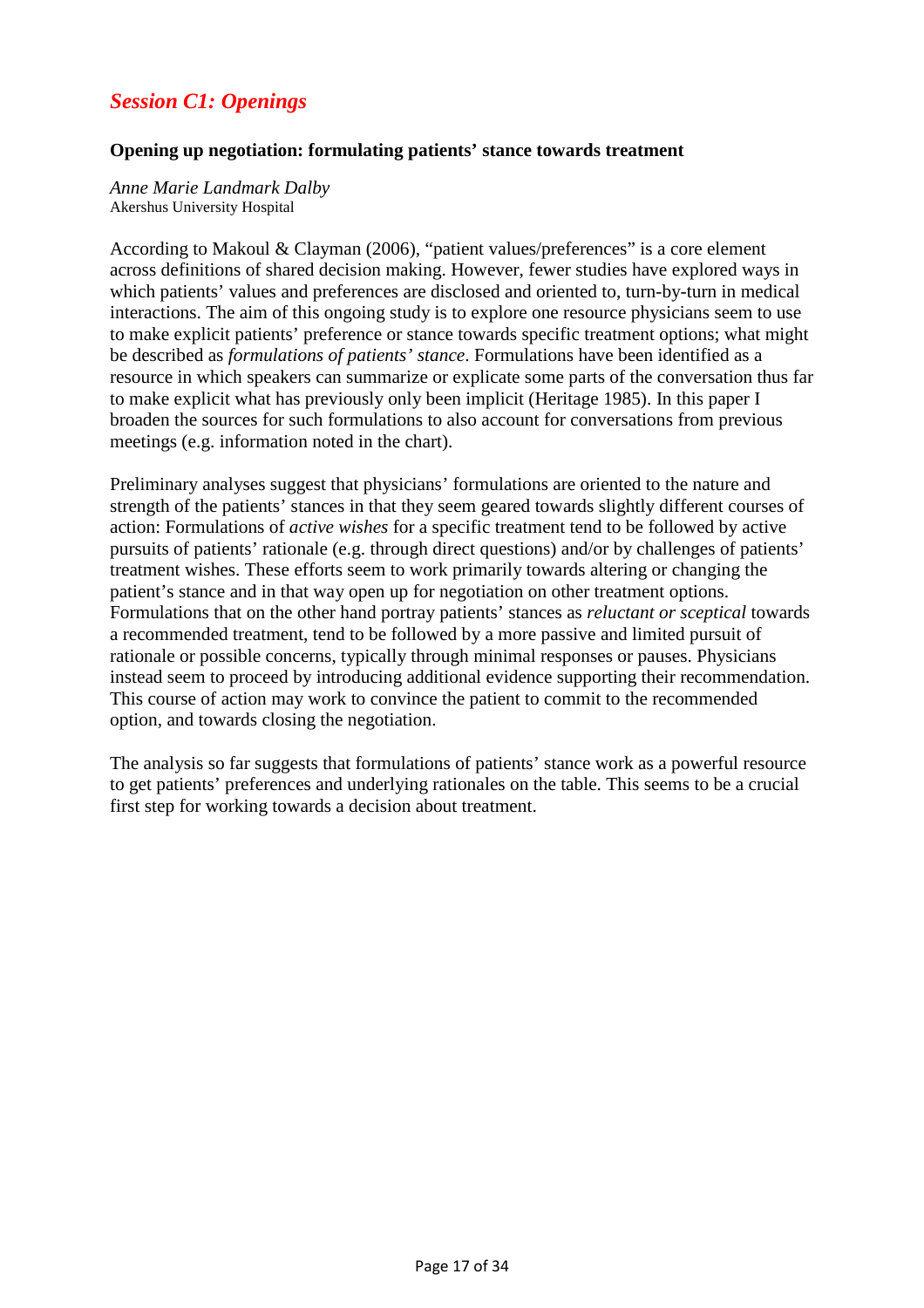## *Session C1: Openings*

### Opening up negotiation: formulating patients' stance towards treatment

*Anne Marie Landmark Dalby*
Akershus University Hospital

According to Makoul & Clayman (2006), "patient values/preferences" is a core element across definitions of shared decision making. However, fewer studies have explored ways in which patients' values and preferences are disclosed and oriented to, turn-by-turn in medical interactions. The aim of this ongoing study is to explore one resource physicians seem to use to make explicit patients' preference or stance towards specific treatment options; what might be described as *formulations of patients' stance*. Formulations have been identified as a resource in which speakers can summarize or explicate some parts of the conversation thus far to make explicit what has previously only been implicit (Heritage 1985). In this paper I broaden the sources for such formulations to also account for conversations from previous meetings (e.g. information noted in the chart).

Preliminary analyses suggest that physicians' formulations are oriented to the nature and strength of the patients' stances in that they seem geared towards slightly different courses of action: Formulations of *active wishes* for a specific treatment tend to be followed by active pursuits of patients' rationale (e.g. through direct questions) and/or by challenges of patients' treatment wishes. These efforts seem to work primarily towards altering or changing the patient's stance and in that way open up for negotiation on other treatment options. Formulations that on the other hand portray patients' stances as *reluctant or sceptical* towards a recommended treatment, tend to be followed by a more passive and limited pursuit of rationale or possible concerns, typically through minimal responses or pauses. Physicians instead seem to proceed by introducing additional evidence supporting their recommendation. This course of action may work to convince the patient to commit to the recommended option, and towards closing the negotiation.

The analysis so far suggests that formulations of patients' stance work as a powerful resource to get patients' preferences and underlying rationales on the table. This seems to be a crucial first step for working towards a decision about treatment.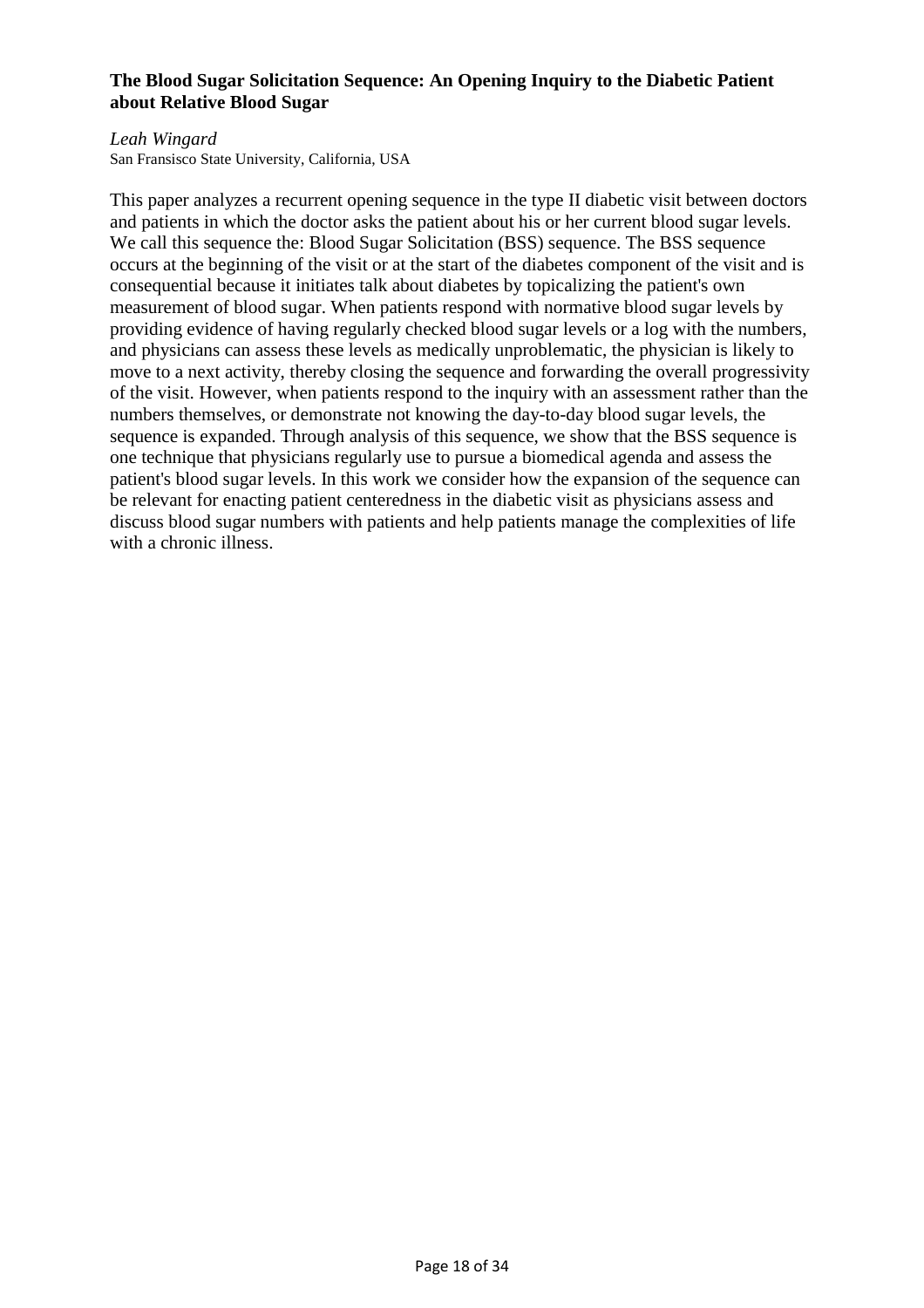**The Blood Sugar Solicitation Sequence: An Opening Inquiry to the Diabetic Patient about Relative Blood Sugar**

*Leah Wingard*
San Fransisco State University, California, USA

This paper analyzes a recurrent opening sequence in the type II diabetic visit between doctors and patients in which the doctor asks the patient about his or her current blood sugar levels. We call this sequence the: Blood Sugar Solicitation (BSS) sequence. The BSS sequence occurs at the beginning of the visit or at the start of the diabetes component of the visit and is consequential because it initiates talk about diabetes by topicalizing the patient's own measurement of blood sugar. When patients respond with normative blood sugar levels by providing evidence of having regularly checked blood sugar levels or a log with the numbers, and physicians can assess these levels as medically unproblematic, the physician is likely to move to a next activity, thereby closing the sequence and forwarding the overall progressivity of the visit. However, when patients respond to the inquiry with an assessment rather than the numbers themselves, or demonstrate not knowing the day-to-day blood sugar levels, the sequence is expanded. Through analysis of this sequence, we show that the BSS sequence is one technique that physicians regularly use to pursue a biomedical agenda and assess the patient's blood sugar levels. In this work we consider how the expansion of the sequence can be relevant for enacting patient centeredness in the diabetic visit as physicians assess and discuss blood sugar numbers with patients and help patients manage the complexities of life with a chronic illness.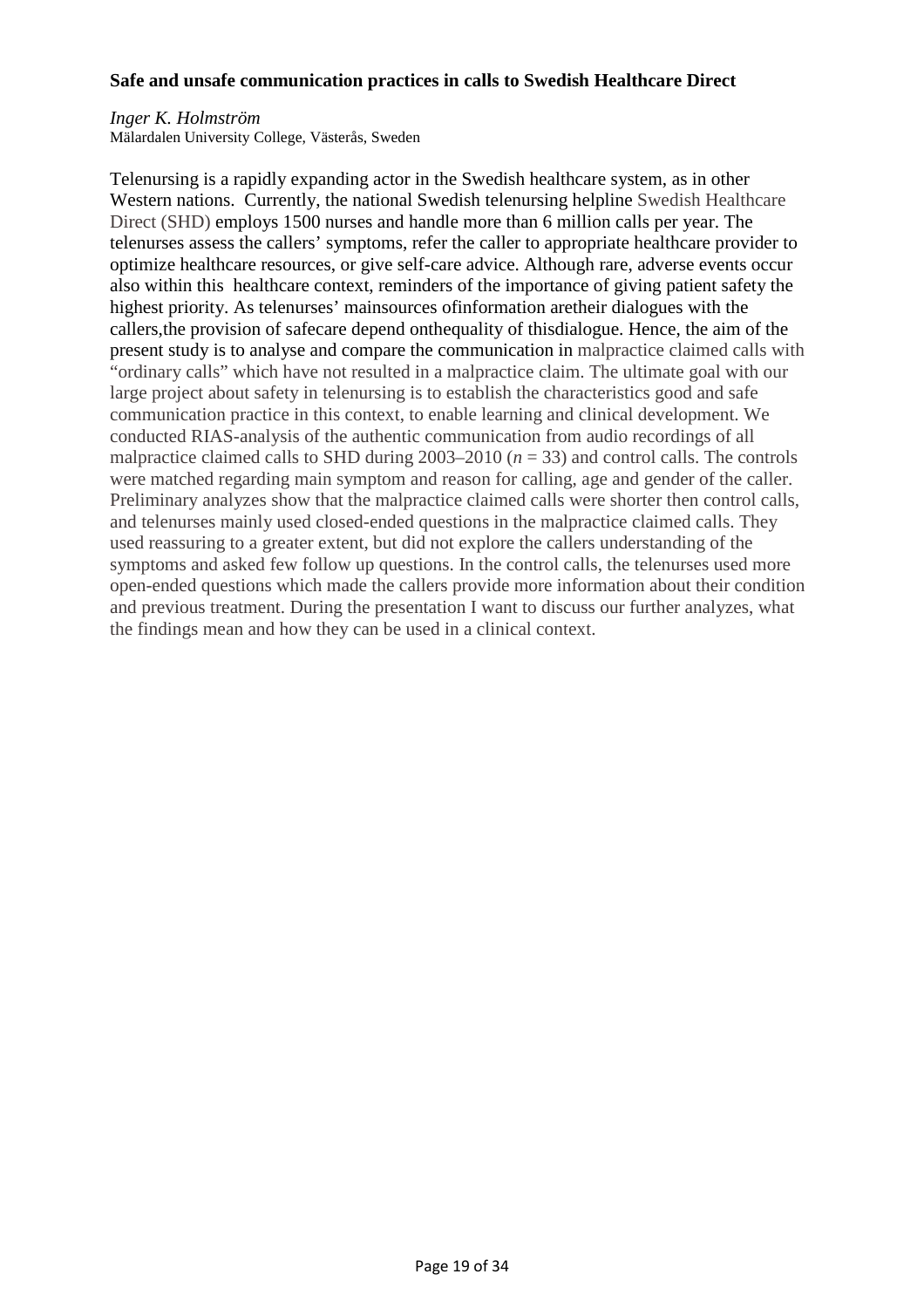**Safe and unsafe communication practices in calls to Swedish Healthcare Direct**

*Inger K. Holmström*
Mälardalen University College, Västerås, Sweden

Telenursing is a rapidly expanding actor in the Swedish healthcare system, as in other Western nations. Currently, the national Swedish telenursing helpline Swedish Healthcare Direct (SHD) employs 1500 nurses and handle more than 6 million calls per year. The telenurses assess the callers' symptoms, refer the caller to appropriate healthcare provider to optimize healthcare resources, or give self-care advice. Although rare, adverse events occur also within this healthcare context, reminders of the importance of giving patient safety the highest priority. As telenurses' mainsources ofinformation aretheir dialogues with the callers,the provision of safecare depend onthequality of thisdialogue. Hence, the aim of the present study is to analyse and compare the communication in malpractice claimed calls with "ordinary calls" which have not resulted in a malpractice claim. The ultimate goal with our large project about safety in telenursing is to establish the characteristics good and safe communication practice in this context, to enable learning and clinical development. We conducted RIAS-analysis of the authentic communication from audio recordings of all malpractice claimed calls to SHD during 2003–2010 ($n$ = 33) and control calls. The controls were matched regarding main symptom and reason for calling, age and gender of the caller. Preliminary analyzes show that the malpractice claimed calls were shorter then control calls, and telenurses mainly used closed-ended questions in the malpractice claimed calls. They used reassuring to a greater extent, but did not explore the callers understanding of the symptoms and asked few follow up questions. In the control calls, the telenurses used more open-ended questions which made the callers provide more information about their condition and previous treatment. During the presentation I want to discuss our further analyzes, what the findings mean and how they can be used in a clinical context.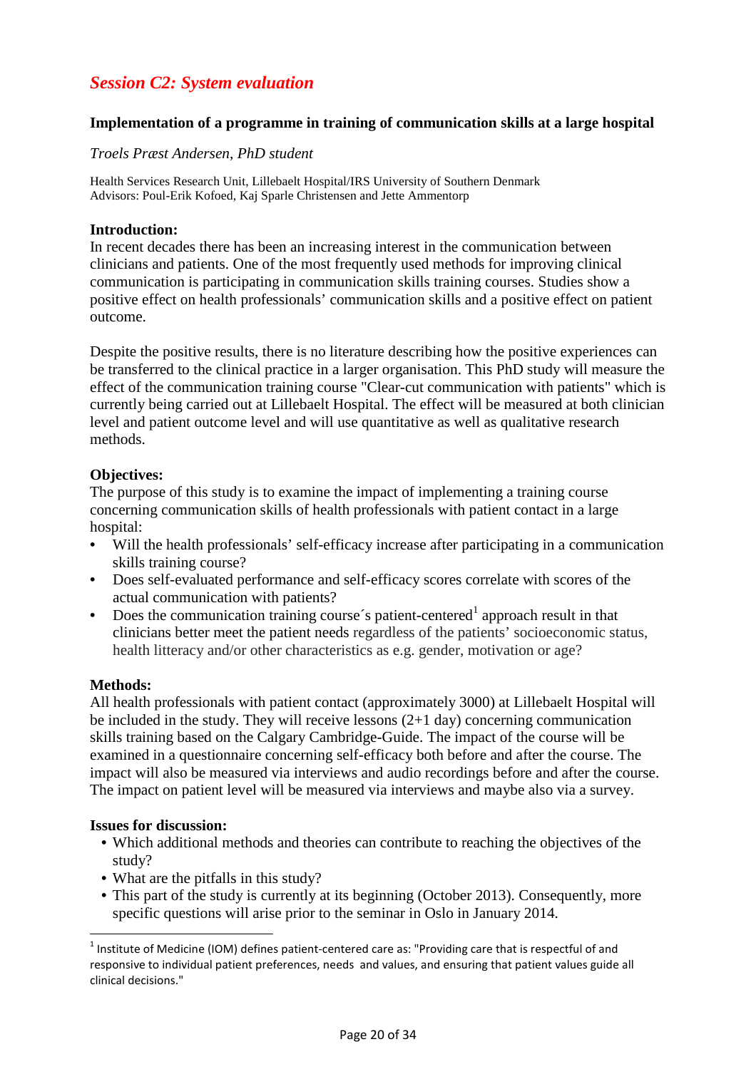## *Session C2: System evaluation*

### Implementation of a programme in training of communication skills at a large hospital

*Troels Præst Andersen, PhD student*

Health Services Research Unit, Lillebaelt Hospital/IRS University of Southern Denmark
Advisors: Poul-Erik Kofoed, Kaj Sparle Christensen and Jette Ammentorp

**Introduction:**
In recent decades there has been an increasing interest in the communication between clinicians and patients. One of the most frequently used methods for improving clinical communication is participating in communication skills training courses. Studies show a positive effect on health professionals' communication skills and a positive effect on patient outcome.

Despite the positive results, there is no literature describing how the positive experiences can be transferred to the clinical practice in a larger organisation. This PhD study will measure the effect of the communication training course "Clear-cut communication with patients" which is currently being carried out at Lillebaelt Hospital. The effect will be measured at both clinician level and patient outcome level and will use quantitative as well as qualitative research methods.

**Objectives:**
The purpose of this study is to examine the impact of implementing a training course concerning communication skills of health professionals with patient contact in a large hospital:

- Will the health professionals' self-efficacy increase after participating in a communication skills training course?
- Does self-evaluated performance and self-efficacy scores correlate with scores of the actual communication with patients?
- Does the communication training course´s patient-centered[1] approach result in that clinicians better meet the patient needs regardless of the patients' socioeconomic status, health litteracy and/or other characteristics as e.g. gender, motivation or age?

**Methods:**
All health professionals with patient contact (approximately 3000) at Lillebaelt Hospital will be included in the study. They will receive lessons (2+1 day) concerning communication skills training based on the Calgary Cambridge-Guide. The impact of the course will be examined in a questionnaire concerning self-efficacy both before and after the course. The impact will also be measured via interviews and audio recordings before and after the course. The impact on patient level will be measured via interviews and maybe also via a survey.

**Issues for discussion:**

- Which additional methods and theories can contribute to reaching the objectives of the study?
- What are the pitfalls in this study?
- This part of the study is currently at its beginning (October 2013). Consequently, more specific questions will arise prior to the seminar in Oslo in January 2014.

---

[1] Institute of Medicine (IOM) defines patient-centered care as: "Providing care that is respectful of and responsive to individual patient preferences, needs and values, and ensuring that patient values guide all clinical decisions."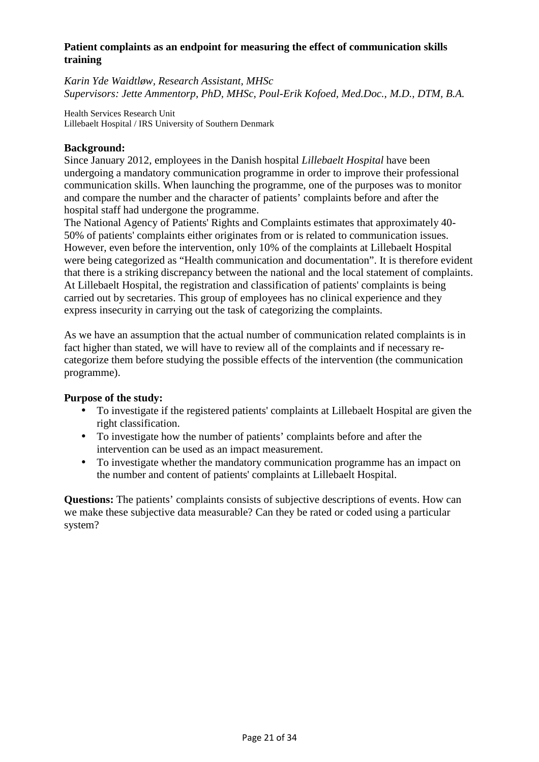**Patient complaints as an endpoint for measuring the effect of communication skills training**

*Karin Yde Waidtløw, Research Assistant, MHSc*
*Supervisors: Jette Ammentorp, PhD, MHSc, Poul-Erik Kofoed, Med.Doc., M.D., DTM, B.A.*

Health Services Research Unit
Lillebaelt Hospital / IRS University of Southern Denmark

**Background:**
Since January 2012, employees in the Danish hospital *Lillebaelt Hospital* have been undergoing a mandatory communication programme in order to improve their professional communication skills. When launching the programme, one of the purposes was to monitor and compare the number and the character of patients' complaints before and after the hospital staff had undergone the programme.
The National Agency of Patients' Rights and Complaints estimates that approximately 40-50% of patients' complaints either originates from or is related to communication issues. However, even before the intervention, only 10% of the complaints at Lillebaelt Hospital were being categorized as "Health communication and documentation". It is therefore evident that there is a striking discrepancy between the national and the local statement of complaints. At Lillebaelt Hospital, the registration and classification of patients' complaints is being carried out by secretaries. This group of employees has no clinical experience and they express insecurity in carrying out the task of categorizing the complaints.

As we have an assumption that the actual number of communication related complaints is in fact higher than stated, we will have to review all of the complaints and if necessary re-categorize them before studying the possible effects of the intervention (the communication programme).

**Purpose of the study:**

- To investigate if the registered patients' complaints at Lillebaelt Hospital are given the right classification.
- To investigate how the number of patients' complaints before and after the intervention can be used as an impact measurement.
- To investigate whether the mandatory communication programme has an impact on the number and content of patients' complaints at Lillebaelt Hospital.

**Questions:** The patients' complaints consists of subjective descriptions of events. How can we make these subjective data measurable? Can they be rated or coded using a particular system?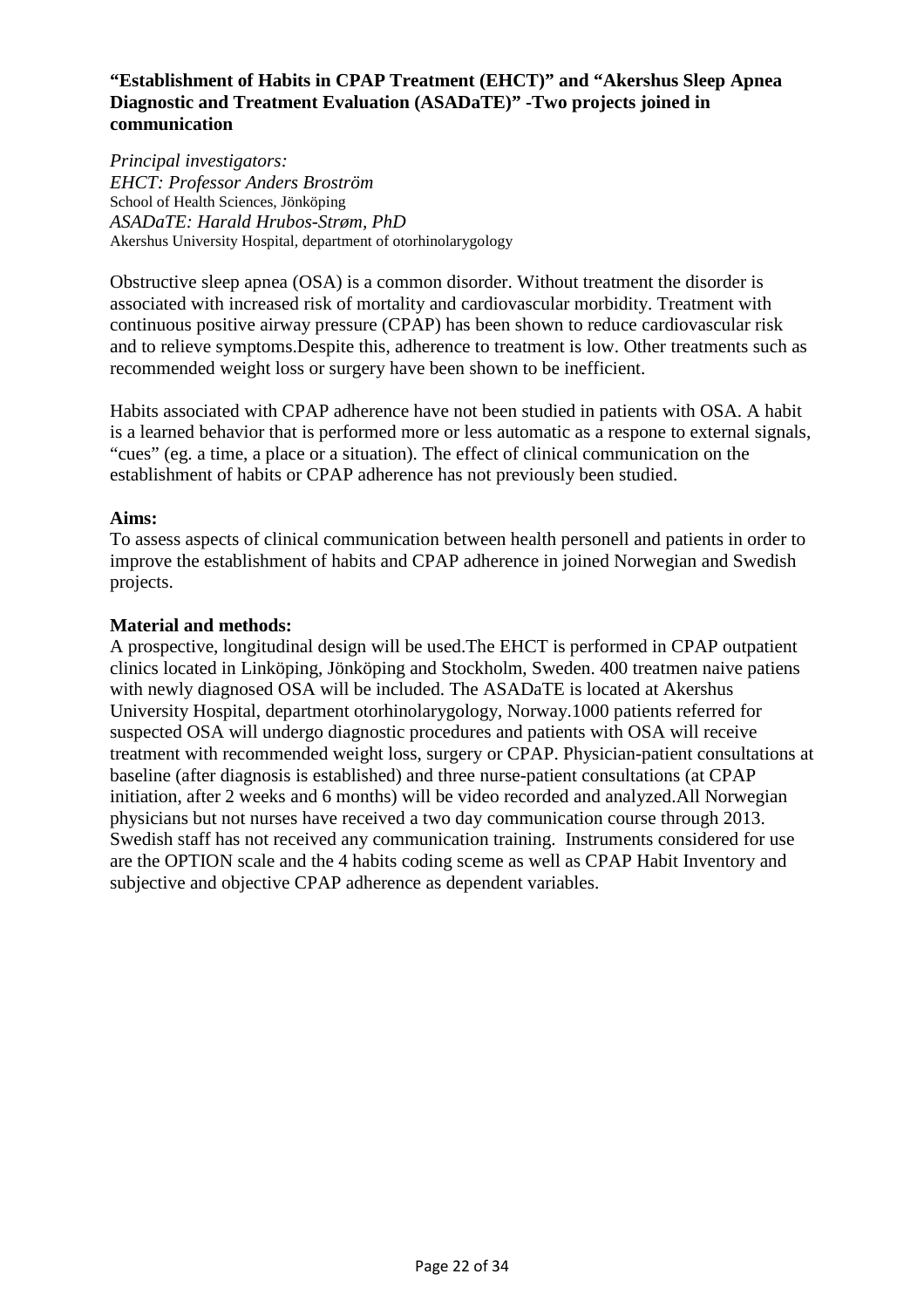**“Establishment of Habits in CPAP Treatment (EHCT)” and “Akershus Sleep Apnea Diagnostic and Treatment Evaluation (ASADaTE)” -Two projects joined in communication**

*Principal investigators:*
*EHCT: Professor Anders Broström*
School of Health Sciences, Jönköping
*ASADaTE: Harald Hrubos-Strøm, PhD*
Akershus University Hospital, department of otorhinolarygology

Obstructive sleep apnea (OSA) is a common disorder. Without treatment the disorder is associated with increased risk of mortality and cardiovascular morbidity. Treatment with continuous positive airway pressure (CPAP) has been shown to reduce cardiovascular risk and to relieve symptoms.Despite this, adherence to treatment is low. Other treatments such as recommended weight loss or surgery have been shown to be inefficient.

Habits associated with CPAP adherence have not been studied in patients with OSA. A habit is a learned behavior that is performed more or less automatic as a respone to external signals, “cues” (eg. a time, a place or a situation). The effect of clinical communication on the establishment of habits or CPAP adherence has not previously been studied.

**Aims:**
To assess aspects of clinical communication between health personell and patients in order to improve the establishment of habits and CPAP adherence in joined Norwegian and Swedish projects.

**Material and methods:**
A prospective, longitudinal design will be used.The EHCT is performed in CPAP outpatient clinics located in Linköping, Jönköping and Stockholm, Sweden. 400 treatmen naive patiens with newly diagnosed OSA will be included. The ASADaTE is located at Akershus University Hospital, department otorhinolarygology, Norway.1000 patients referred for suspected OSA will undergo diagnostic procedures and patients with OSA will receive treatment with recommended weight loss, surgery or CPAP. Physician-patient consultations at baseline (after diagnosis is established) and three nurse-patient consultations (at CPAP initiation, after 2 weeks and 6 months) will be video recorded and analyzed.All Norwegian physicians but not nurses have received a two day communication course through 2013. Swedish staff has not received any communication training. Instruments considered for use are the OPTION scale and the 4 habits coding sceme as well as CPAP Habit Inventory and subjective and objective CPAP adherence as dependent variables.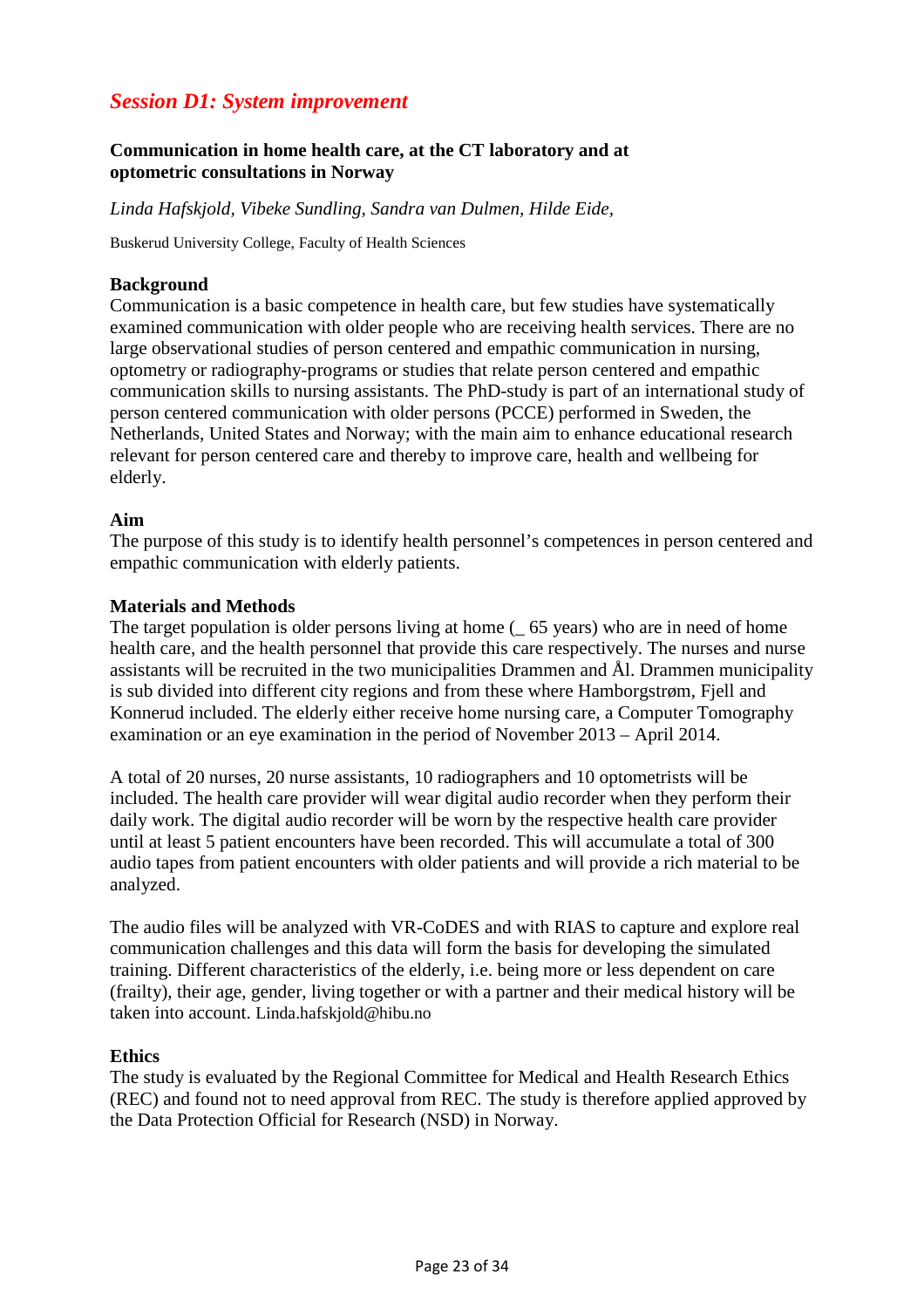## *Session D1: System improvement*

### Communication in home health care, at the CT laboratory and at optometric consultations in Norway

*Linda Hafskjold, Vibeke Sundling, Sandra van Dulmen, Hilde Eide,*

Buskerud University College, Faculty of Health Sciences

**Background**

Communication is a basic competence in health care, but few studies have systematically examined communication with older people who are receiving health services. There are no large observational studies of person centered and empathic communication in nursing, optometry or radiography-programs or studies that relate person centered and empathic communication skills to nursing assistants. The PhD-study is part of an international study of person centered communication with older persons (PCCE) performed in Sweden, the Netherlands, United States and Norway; with the main aim to enhance educational research relevant for person centered care and thereby to improve care, health and wellbeing for elderly.

**Aim**

The purpose of this study is to identify health personnel's competences in person centered and empathic communication with elderly patients.

**Materials and Methods**

The target population is older persons living at home (_ 65 years) who are in need of home health care, and the health personnel that provide this care respectively. The nurses and nurse assistants will be recruited in the two municipalities Drammen and Ål. Drammen municipality is sub divided into different city regions and from these where Hamborgstrøm, Fjell and Konnerud included. The elderly either receive home nursing care, a Computer Tomography examination or an eye examination in the period of November 2013 – April 2014.

A total of 20 nurses, 20 nurse assistants, 10 radiographers and 10 optometrists will be included. The health care provider will wear digital audio recorder when they perform their daily work. The digital audio recorder will be worn by the respective health care provider until at least 5 patient encounters have been recorded. This will accumulate a total of 300 audio tapes from patient encounters with older patients and will provide a rich material to be analyzed.

The audio files will be analyzed with VR-CoDES and with RIAS to capture and explore real communication challenges and this data will form the basis for developing the simulated training. Different characteristics of the elderly, i.e. being more or less dependent on care (frailty), their age, gender, living together or with a partner and their medical history will be taken into account. Linda.hafskjold@hibu.no

**Ethics**

The study is evaluated by the Regional Committee for Medical and Health Research Ethics (REC) and found not to need approval from REC. The study is therefore applied approved by the Data Protection Official for Research (NSD) in Norway.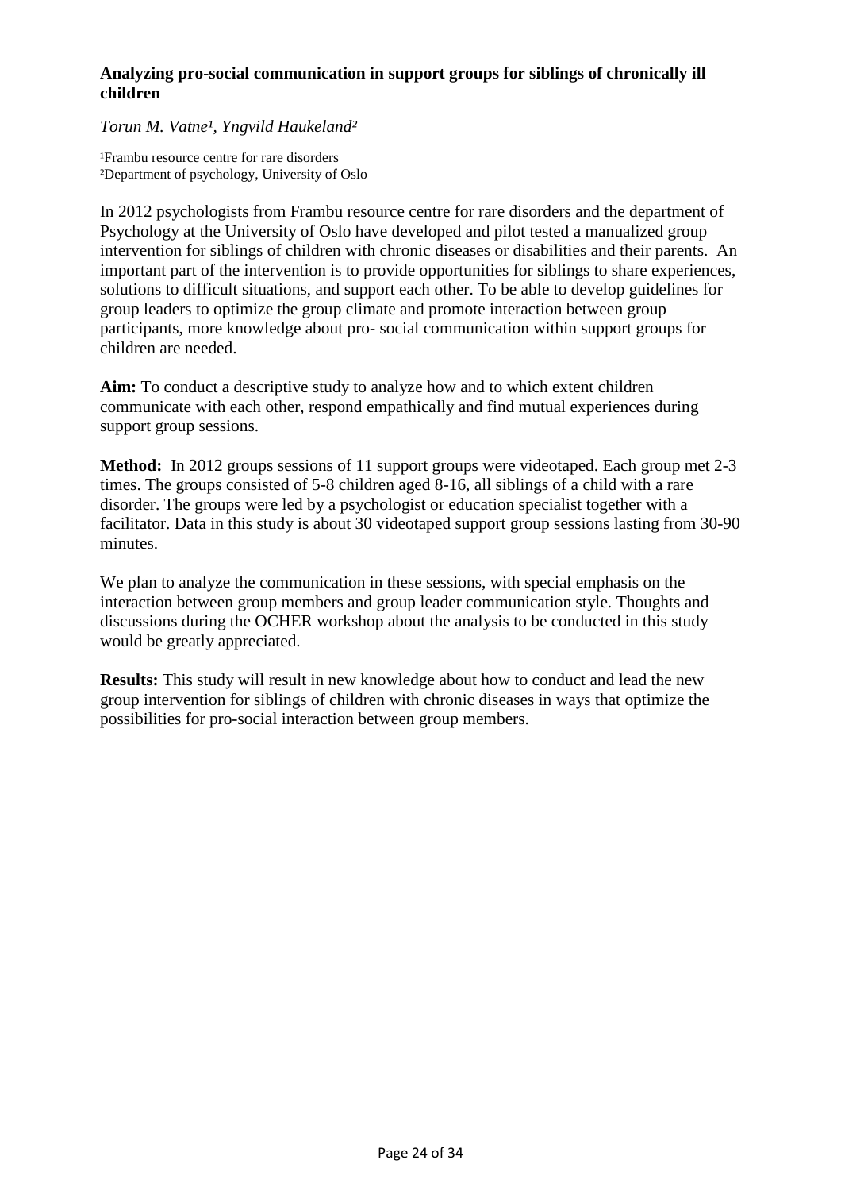**Analyzing pro-social communication in support groups for siblings of chronically ill children**

*Torun M. Vatne[1], Yngvild Haukeland[2]*

[1]Frambu resource centre for rare disorders
[2]Department of psychology, University of Oslo

In 2012 psychologists from Frambu resource centre for rare disorders and the department of Psychology at the University of Oslo have developed and pilot tested a manualized group intervention for siblings of children with chronic diseases or disabilities and their parents. An important part of the intervention is to provide opportunities for siblings to share experiences, solutions to difficult situations, and support each other. To be able to develop guidelines for group leaders to optimize the group climate and promote interaction between group participants, more knowledge about pro- social communication within support groups for children are needed.

**Aim:** To conduct a descriptive study to analyze how and to which extent children communicate with each other, respond empathically and find mutual experiences during support group sessions.

**Method:** In 2012 groups sessions of 11 support groups were videotaped. Each group met 2-3 times. The groups consisted of 5-8 children aged 8-16, all siblings of a child with a rare disorder. The groups were led by a psychologist or education specialist together with a facilitator. Data in this study is about 30 videotaped support group sessions lasting from 30-90 minutes.

We plan to analyze the communication in these sessions, with special emphasis on the interaction between group members and group leader communication style. Thoughts and discussions during the OCHER workshop about the analysis to be conducted in this study would be greatly appreciated.

**Results:** This study will result in new knowledge about how to conduct and lead the new group intervention for siblings of children with chronic diseases in ways that optimize the possibilities for pro-social interaction between group members.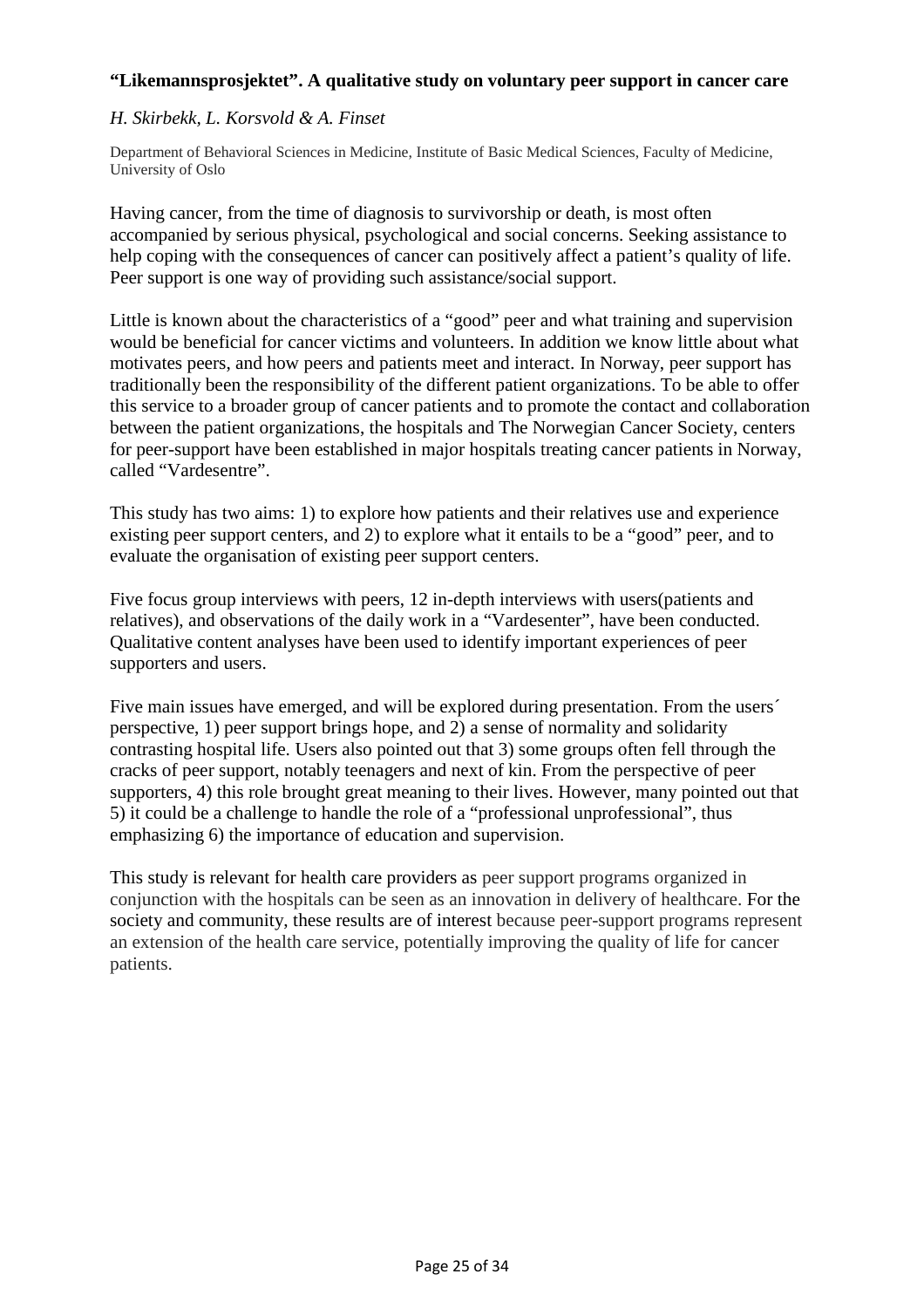**"Likemannsprosjektet". A qualitative study on voluntary peer support in cancer care**

*H. Skirbekk, L. Korsvold & A. Finset*

Department of Behavioral Sciences in Medicine, Institute of Basic Medical Sciences, Faculty of Medicine, University of Oslo

Having cancer, from the time of diagnosis to survivorship or death, is most often accompanied by serious physical, psychological and social concerns. Seeking assistance to help coping with the consequences of cancer can positively affect a patient's quality of life. Peer support is one way of providing such assistance/social support.

Little is known about the characteristics of a "good" peer and what training and supervision would be beneficial for cancer victims and volunteers. In addition we know little about what motivates peers, and how peers and patients meet and interact. In Norway, peer support has traditionally been the responsibility of the different patient organizations. To be able to offer this service to a broader group of cancer patients and to promote the contact and collaboration between the patient organizations, the hospitals and The Norwegian Cancer Society, centers for peer-support have been established in major hospitals treating cancer patients in Norway, called "Vardesentre".

This study has two aims: 1) to explore how patients and their relatives use and experience existing peer support centers, and 2) to explore what it entails to be a "good" peer, and to evaluate the organisation of existing peer support centers.

Five focus group interviews with peers, 12 in-depth interviews with users(patients and relatives), and observations of the daily work in a "Vardesenter", have been conducted. Qualitative content analyses have been used to identify important experiences of peer supporters and users.

Five main issues have emerged, and will be explored during presentation. From the users´ perspective, 1) peer support brings hope, and 2) a sense of normality and solidarity contrasting hospital life. Users also pointed out that 3) some groups often fell through the cracks of peer support, notably teenagers and next of kin. From the perspective of peer supporters, 4) this role brought great meaning to their lives. However, many pointed out that 5) it could be a challenge to handle the role of a "professional unprofessional", thus emphasizing 6) the importance of education and supervision.

This study is relevant for health care providers as peer support programs organized in conjunction with the hospitals can be seen as an innovation in delivery of healthcare. For the society and community, these results are of interest because peer-support programs represent an extension of the health care service, potentially improving the quality of life for cancer patients.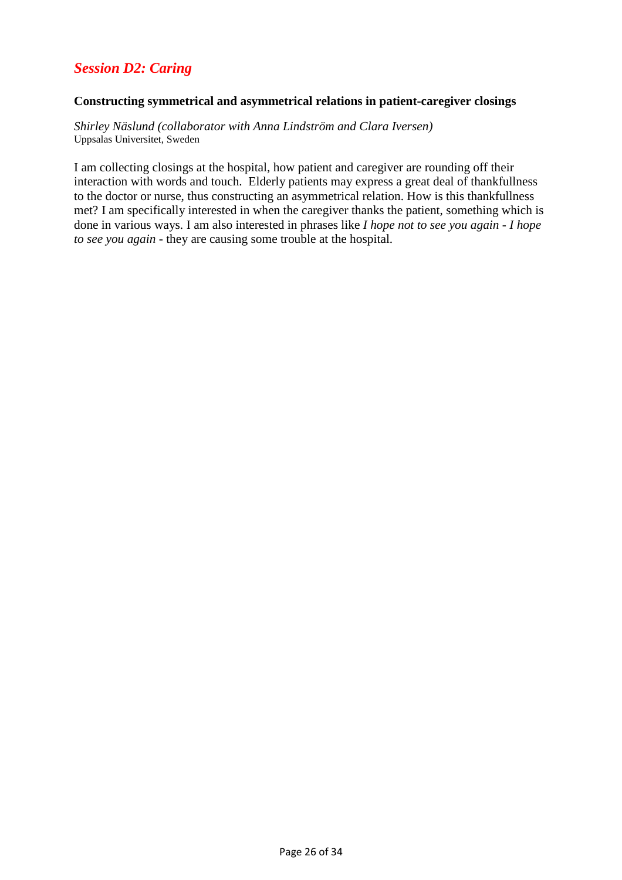## *Session D2: Caring*

### Constructing symmetrical and asymmetrical relations in patient-caregiver closings

*Shirley Näslund (collaborator with Anna Lindström and Clara Iversen)*
Uppsalas Universitet, Sweden

I am collecting closings at the hospital, how patient and caregiver are rounding off their interaction with words and touch. Elderly patients may express a great deal of thankfullness to the doctor or nurse, thus constructing an asymmetrical relation. How is this thankfullness met? I am specifically interested in when the caregiver thanks the patient, something which is done in various ways. I am also interested in phrases like *I hope not to see you again* - *I hope to see you again* - they are causing some trouble at the hospital.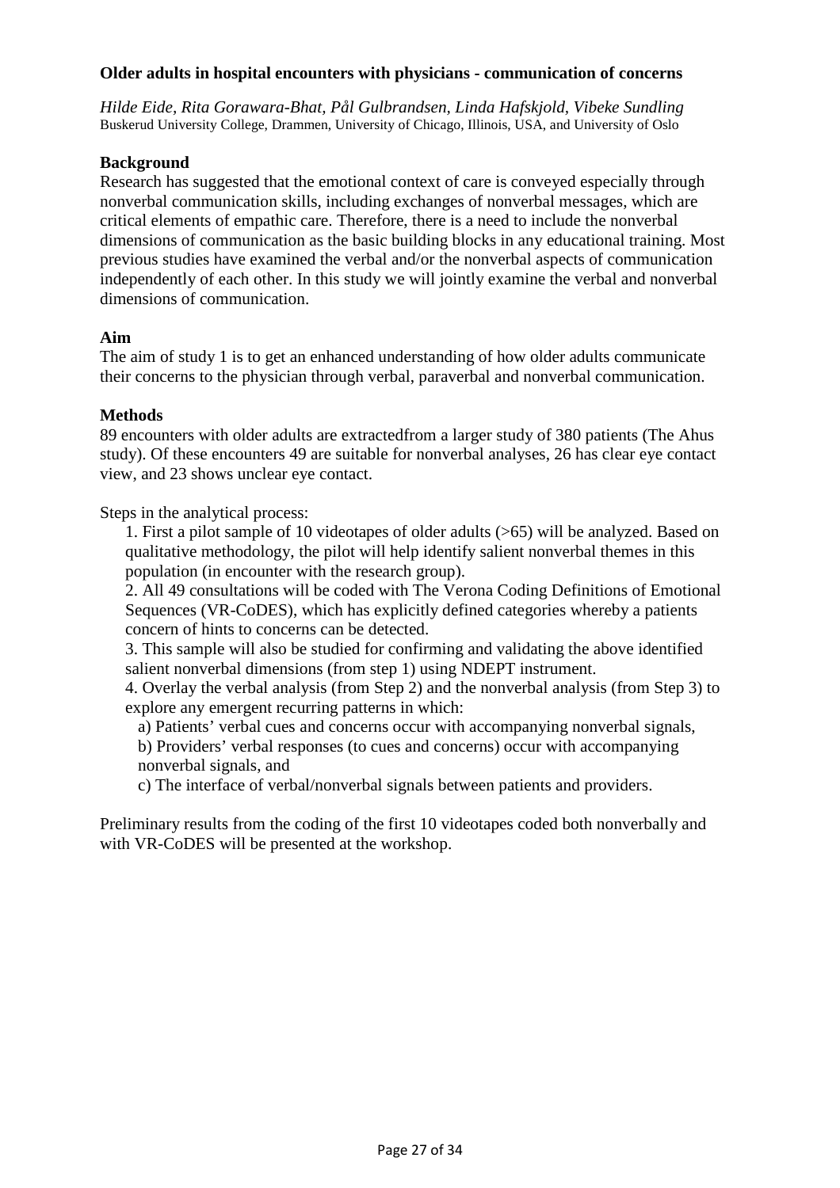**Older adults in hospital encounters with physicians - communication of concerns**

*Hilde Eide, Rita Gorawara-Bhat, Pål Gulbrandsen, Linda Hafskjold, Vibeke Sundling*
Buskerud University College, Drammen, University of Chicago, Illinois, USA, and University of Oslo

**Background**

Research has suggested that the emotional context of care is conveyed especially through nonverbal communication skills, including exchanges of nonverbal messages, which are critical elements of empathic care. Therefore, there is a need to include the nonverbal dimensions of communication as the basic building blocks in any educational training. Most previous studies have examined the verbal and/or the nonverbal aspects of communication independently of each other. In this study we will jointly examine the verbal and nonverbal dimensions of communication.

**Aim**

The aim of study 1 is to get an enhanced understanding of how older adults communicate their concerns to the physician through verbal, paraverbal and nonverbal communication.

**Methods**

89 encounters with older adults are extractedfrom a larger study of 380 patients (The Ahus study). Of these encounters 49 are suitable for nonverbal analyses, 26 has clear eye contact view, and 23 shows unclear eye contact.

Steps in the analytical process:

1. First a pilot sample of 10 videotapes of older adults (>65) will be analyzed. Based on qualitative methodology, the pilot will help identify salient nonverbal themes in this population (in encounter with the research group).
2. All 49 consultations will be coded with The Verona Coding Definitions of Emotional Sequences (VR-CoDES), which has explicitly defined categories whereby a patients concern of hints to concerns can be detected.
3. This sample will also be studied for confirming and validating the above identified salient nonverbal dimensions (from step 1) using NDEPT instrument.
4. Overlay the verbal analysis (from Step 2) and the nonverbal analysis (from Step 3) to explore any emergent recurring patterns in which:
   a) Patients' verbal cues and concerns occur with accompanying nonverbal signals,
   b) Providers' verbal responses (to cues and concerns) occur with accompanying nonverbal signals, and
   c) The interface of verbal/nonverbal signals between patients and providers.

Preliminary results from the coding of the first 10 videotapes coded both nonverbally and with VR-CoDES will be presented at the workshop.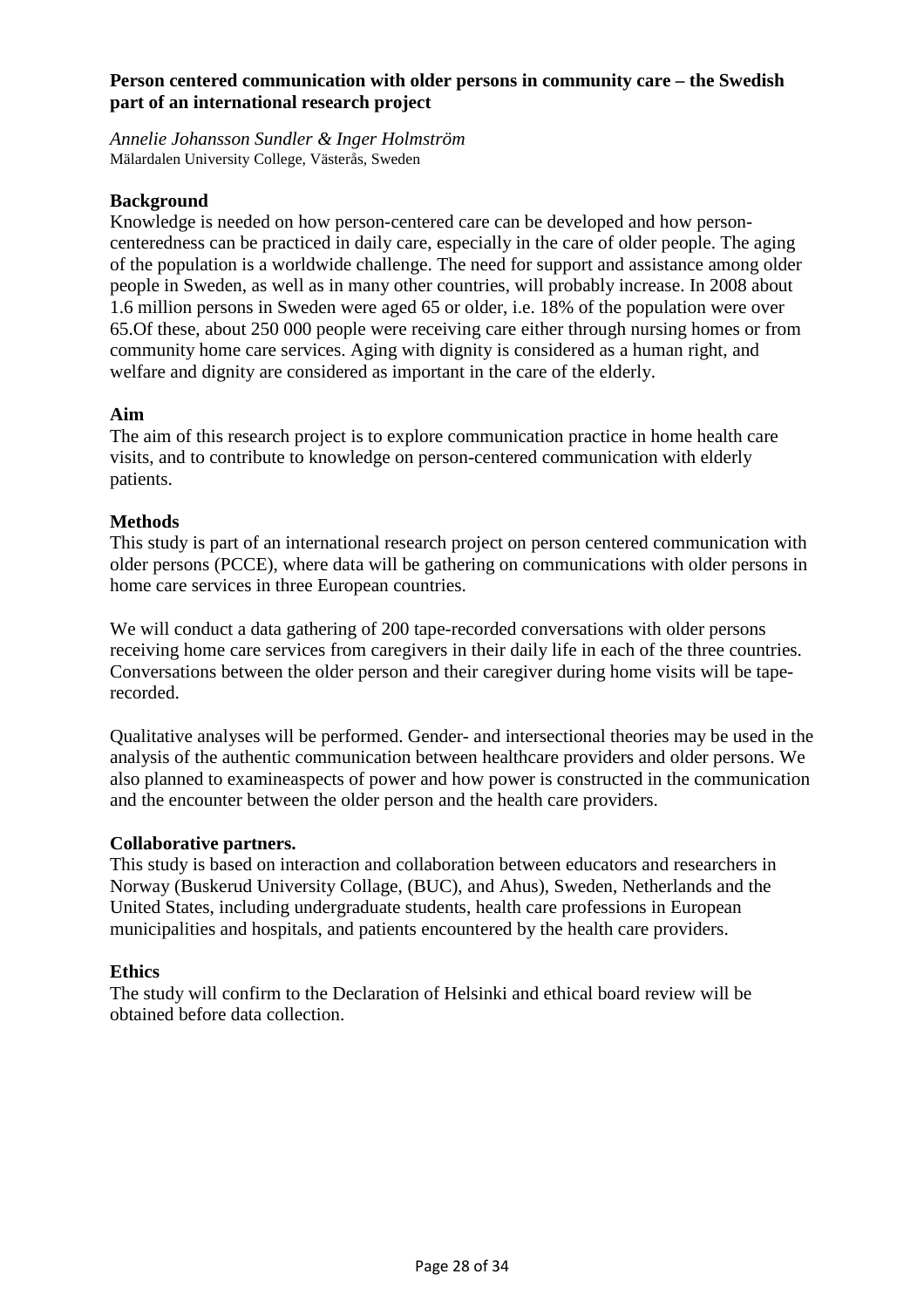**Person centered communication with older persons in community care – the Swedish part of an international research project**

*Annelie Johansson Sundler & Inger Holmström*
Mälardalen University College, Västerås, Sweden

**Background**

Knowledge is needed on how person-centered care can be developed and how person-centeredness can be practiced in daily care, especially in the care of older people. The aging of the population is a worldwide challenge. The need for support and assistance among older people in Sweden, as well as in many other countries, will probably increase. In 2008 about 1.6 million persons in Sweden were aged 65 or older, i.e. 18% of the population were over 65.Of these, about 250 000 people were receiving care either through nursing homes or from community home care services. Aging with dignity is considered as a human right, and welfare and dignity are considered as important in the care of the elderly.

**Aim**

The aim of this research project is to explore communication practice in home health care visits, and to contribute to knowledge on person-centered communication with elderly patients.

**Methods**

This study is part of an international research project on person centered communication with older persons (PCCE), where data will be gathering on communications with older persons in home care services in three European countries.

We will conduct a data gathering of 200 tape-recorded conversations with older persons receiving home care services from caregivers in their daily life in each of the three countries. Conversations between the older person and their caregiver during home visits will be tape-recorded.

Qualitative analyses will be performed. Gender- and intersectional theories may be used in the analysis of the authentic communication between healthcare providers and older persons. We also planned to examineaspects of power and how power is constructed in the communication and the encounter between the older person and the health care providers.

**Collaborative partners.**

This study is based on interaction and collaboration between educators and researchers in Norway (Buskerud University Collage, (BUC), and Ahus), Sweden, Netherlands and the United States, including undergraduate students, health care professions in European municipalities and hospitals, and patients encountered by the health care providers.

**Ethics**

The study will confirm to the Declaration of Helsinki and ethical board review will be obtained before data collection.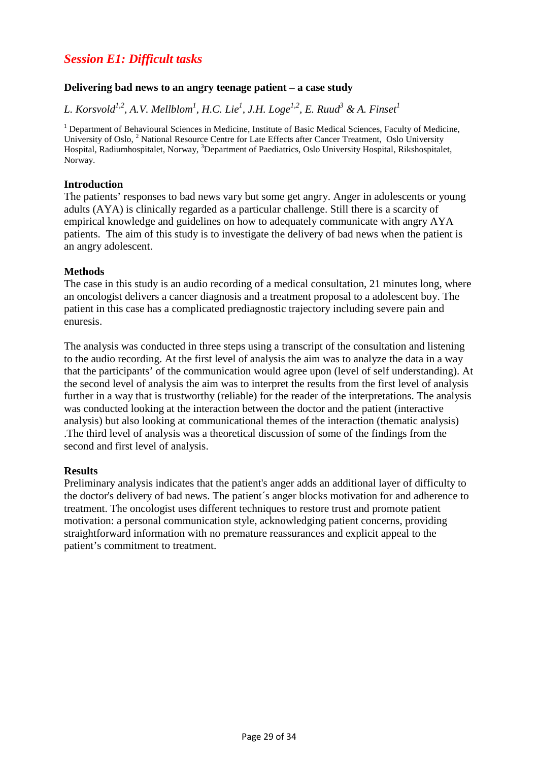## *Session E1: Difficult tasks*

### Delivering bad news to an angry teenage patient – a case study

*L. Korsvold[1,2], A.V. Mellblom[1], H.C. Lie[1], J.H. Loge[1,2], E. Ruud[3] & A. Finset[1]*

[1] Department of Behavioural Sciences in Medicine, Institute of Basic Medical Sciences, Faculty of Medicine, University of Oslo, [2] National Resource Centre for Late Effects after Cancer Treatment, Oslo University Hospital, Radiumhospitalet, Norway, [3]Department of Paediatrics, Oslo University Hospital, Rikshospitalet, Norway.

**Introduction**

The patients' responses to bad news vary but some get angry. Anger in adolescents or young adults (AYA) is clinically regarded as a particular challenge. Still there is a scarcity of empirical knowledge and guidelines on how to adequately communicate with angry AYA patients. The aim of this study is to investigate the delivery of bad news when the patient is an angry adolescent.

**Methods**

The case in this study is an audio recording of a medical consultation, 21 minutes long, where an oncologist delivers a cancer diagnosis and a treatment proposal to a adolescent boy. The patient in this case has a complicated prediagnostic trajectory including severe pain and enuresis.

The analysis was conducted in three steps using a transcript of the consultation and listening to the audio recording. At the first level of analysis the aim was to analyze the data in a way that the participants' of the communication would agree upon (level of self understanding). At the second level of analysis the aim was to interpret the results from the first level of analysis further in a way that is trustworthy (reliable) for the reader of the interpretations. The analysis was conducted looking at the interaction between the doctor and the patient (interactive analysis) but also looking at communicational themes of the interaction (thematic analysis) .The third level of analysis was a theoretical discussion of some of the findings from the second and first level of analysis.

**Results**

Preliminary analysis indicates that the patient's anger adds an additional layer of difficulty to the doctor's delivery of bad news. The patient´s anger blocks motivation for and adherence to treatment. The oncologist uses different techniques to restore trust and promote patient motivation: a personal communication style, acknowledging patient concerns, providing straightforward information with no premature reassurances and explicit appeal to the patient's commitment to treatment.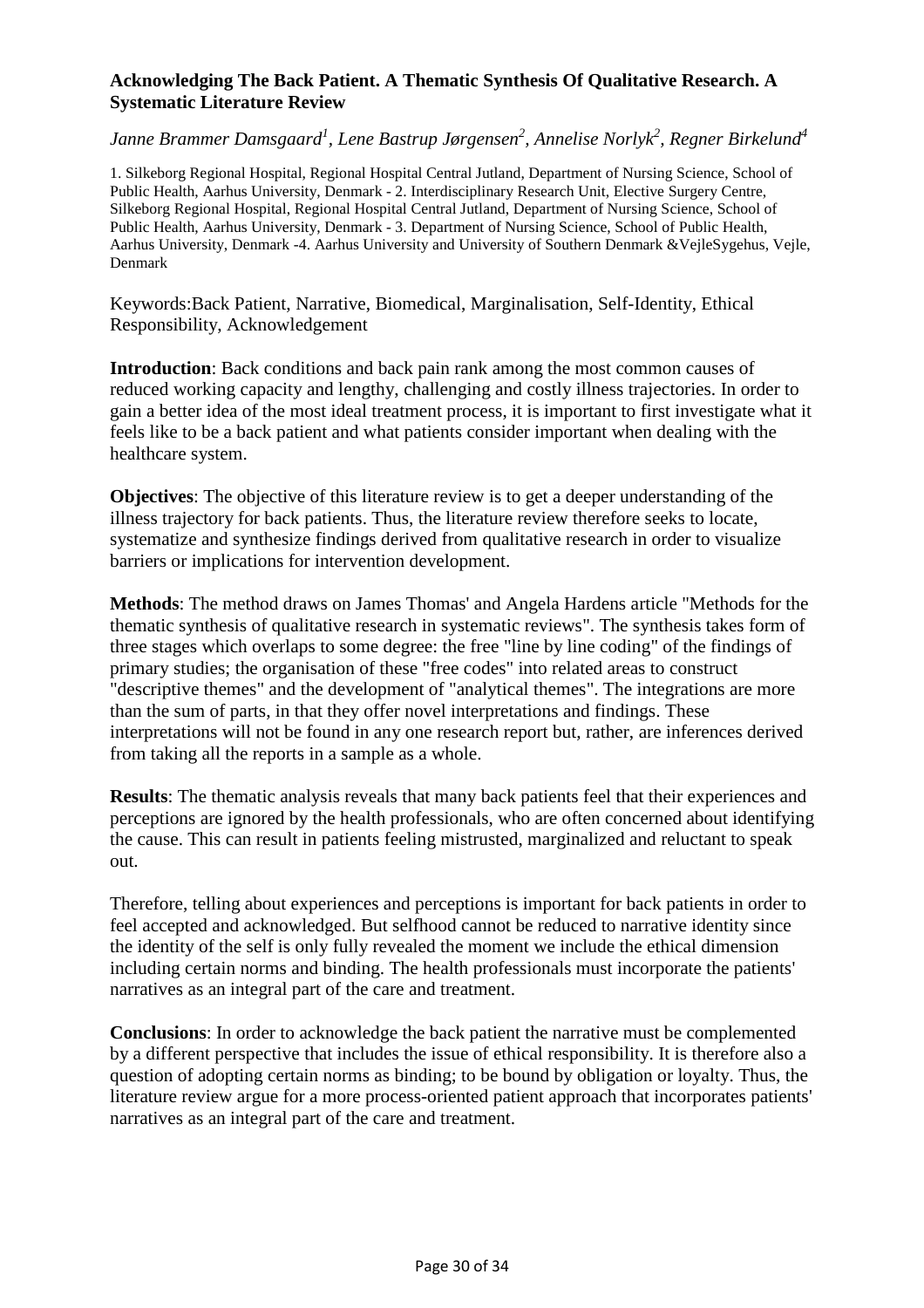### Acknowledging The Back Patient. A Thematic Synthesis Of Qualitative Research. A Systematic Literature Review

*Janne Brammer Damsgaard[1], Lene Bastrup Jørgensen[2], Annelise Norlyk[2], Regner Birkelund[4]*

1. Silkeborg Regional Hospital, Regional Hospital Central Jutland, Department of Nursing Science, School of Public Health, Aarhus University, Denmark - 2. Interdisciplinary Research Unit, Elective Surgery Centre, Silkeborg Regional Hospital, Regional Hospital Central Jutland, Department of Nursing Science, School of Public Health, Aarhus University, Denmark - 3. Department of Nursing Science, School of Public Health, Aarhus University, Denmark -4. Aarhus University and University of Southern Denmark &VejleSygehus, Vejle, Denmark

Keywords:Back Patient, Narrative, Biomedical, Marginalisation, Self-Identity, Ethical Responsibility, Acknowledgement

**Introduction**: Back conditions and back pain rank among the most common causes of reduced working capacity and lengthy, challenging and costly illness trajectories. In order to gain a better idea of the most ideal treatment process, it is important to first investigate what it feels like to be a back patient and what patients consider important when dealing with the healthcare system.

**Objectives**: The objective of this literature review is to get a deeper understanding of the illness trajectory for back patients. Thus, the literature review therefore seeks to locate, systematize and synthesize findings derived from qualitative research in order to visualize barriers or implications for intervention development.

**Methods**: The method draws on James Thomas' and Angela Hardens article "Methods for the thematic synthesis of qualitative research in systematic reviews". The synthesis takes form of three stages which overlaps to some degree: the free "line by line coding" of the findings of primary studies; the organisation of these "free codes" into related areas to construct "descriptive themes" and the development of "analytical themes". The integrations are more than the sum of parts, in that they offer novel interpretations and findings. These interpretations will not be found in any one research report but, rather, are inferences derived from taking all the reports in a sample as a whole.

**Results**: The thematic analysis reveals that many back patients feel that their experiences and perceptions are ignored by the health professionals, who are often concerned about identifying the cause. This can result in patients feeling mistrusted, marginalized and reluctant to speak out.

Therefore, telling about experiences and perceptions is important for back patients in order to feel accepted and acknowledged. But selfhood cannot be reduced to narrative identity since the identity of the self is only fully revealed the moment we include the ethical dimension including certain norms and binding. The health professionals must incorporate the patients' narratives as an integral part of the care and treatment.

**Conclusions**: In order to acknowledge the back patient the narrative must be complemented by a different perspective that includes the issue of ethical responsibility. It is therefore also a question of adopting certain norms as binding; to be bound by obligation or loyalty. Thus, the literature review argue for a more process-oriented patient approach that incorporates patients' narratives as an integral part of the care and treatment.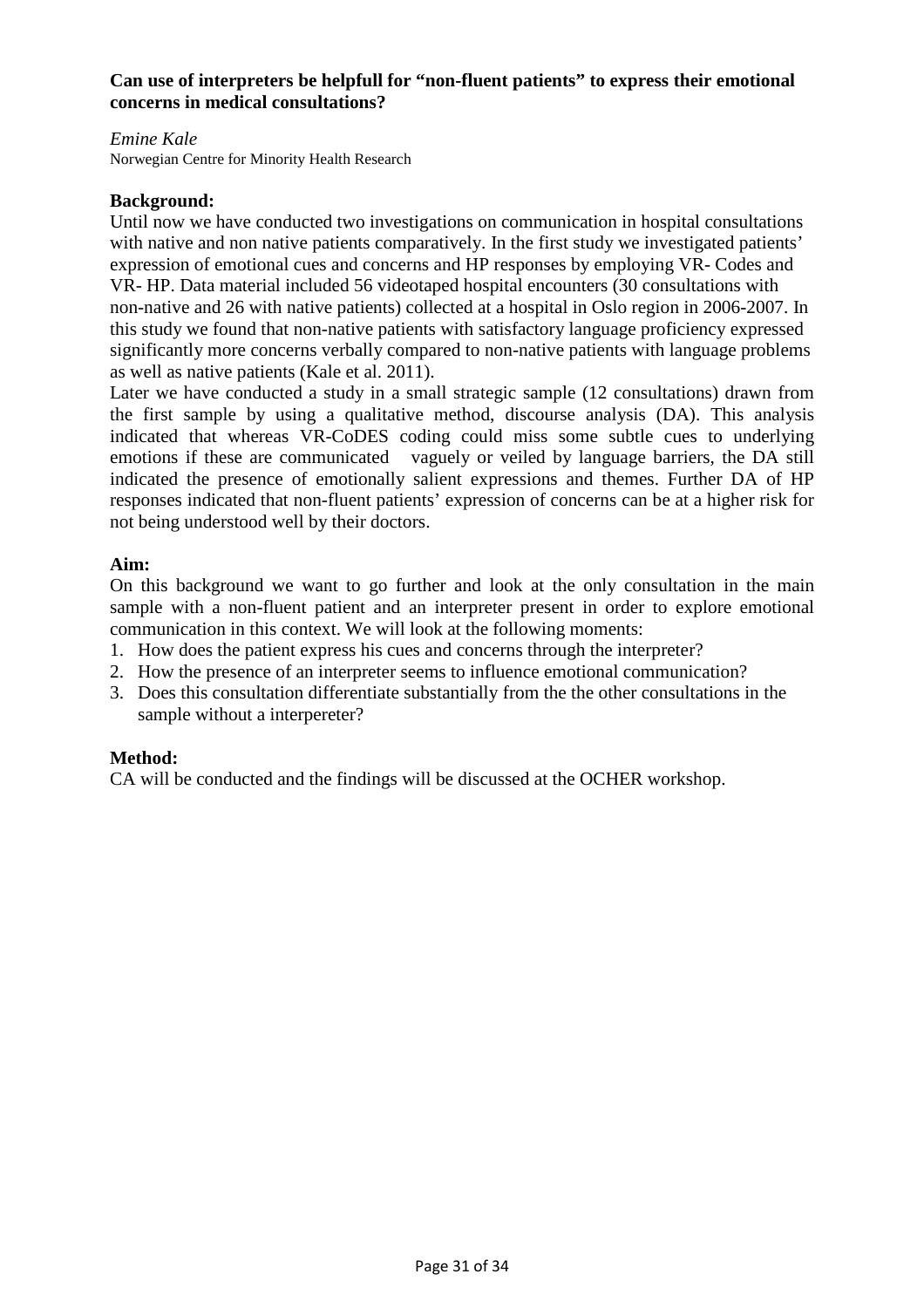**Can use of interpreters be helpfull for "non-fluent patients" to express their emotional concerns in medical consultations?**

*Emine Kale*
Norwegian Centre for Minority Health Research

**Background:**
Until now we have conducted two investigations on communication in hospital consultations with native and non native patients comparatively. In the first study we investigated patients' expression of emotional cues and concerns and HP responses by employing VR- Codes and VR- HP. Data material included 56 videotaped hospital encounters (30 consultations with non-native and 26 with native patients) collected at a hospital in Oslo region in 2006-2007. In this study we found that non-native patients with satisfactory language proficiency expressed significantly more concerns verbally compared to non-native patients with language problems as well as native patients (Kale et al. 2011).
Later we have conducted a study in a small strategic sample (12 consultations) drawn from the first sample by using a qualitative method, discourse analysis (DA). This analysis indicated that whereas VR-CoDES coding could miss some subtle cues to underlying emotions if these are communicated vaguely or veiled by language barriers, the DA still indicated the presence of emotionally salient expressions and themes. Further DA of HP responses indicated that non-fluent patients' expression of concerns can be at a higher risk for not being understood well by their doctors.

**Aim:**
On this background we want to go further and look at the only consultation in the main sample with a non-fluent patient and an interpreter present in order to explore emotional communication in this context. We will look at the following moments:

1. How does the patient express his cues and concerns through the interpreter?
2. How the presence of an interpreter seems to influence emotional communication?
3. Does this consultation differentiate substantially from the the other consultations in the sample without a interpereter?

**Method:**
CA will be conducted and the findings will be discussed at the OCHER workshop.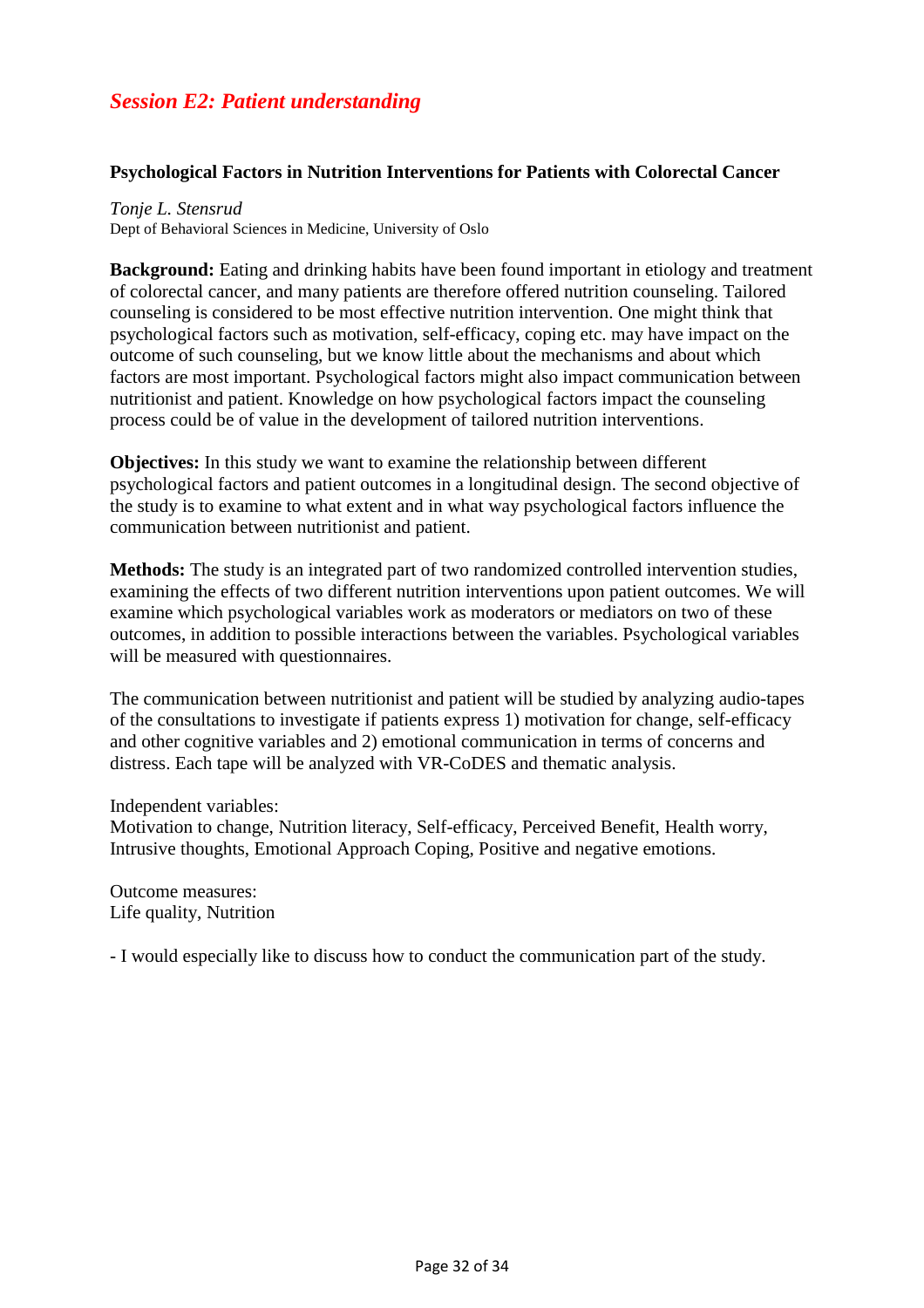## *Session E2: Patient understanding*

### Psychological Factors in Nutrition Interventions for Patients with Colorectal Cancer

*Tonje L. Stensrud*
Dept of Behavioral Sciences in Medicine, University of Oslo

**Background:** Eating and drinking habits have been found important in etiology and treatment of colorectal cancer, and many patients are therefore offered nutrition counseling. Tailored counseling is considered to be most effective nutrition intervention. One might think that psychological factors such as motivation, self-efficacy, coping etc. may have impact on the outcome of such counseling, but we know little about the mechanisms and about which factors are most important. Psychological factors might also impact communication between nutritionist and patient. Knowledge on how psychological factors impact the counseling process could be of value in the development of tailored nutrition interventions.

**Objectives:** In this study we want to examine the relationship between different psychological factors and patient outcomes in a longitudinal design. The second objective of the study is to examine to what extent and in what way psychological factors influence the communication between nutritionist and patient.

**Methods:** The study is an integrated part of two randomized controlled intervention studies, examining the effects of two different nutrition interventions upon patient outcomes. We will examine which psychological variables work as moderators or mediators on two of these outcomes, in addition to possible interactions between the variables. Psychological variables will be measured with questionnaires.

The communication between nutritionist and patient will be studied by analyzing audio-tapes of the consultations to investigate if patients express 1) motivation for change, self-efficacy and other cognitive variables and 2) emotional communication in terms of concerns and distress. Each tape will be analyzed with VR-CoDES and thematic analysis.

Independent variables:
Motivation to change, Nutrition literacy, Self-efficacy, Perceived Benefit, Health worry, Intrusive thoughts, Emotional Approach Coping, Positive and negative emotions.

Outcome measures:
Life quality, Nutrition

- I would especially like to discuss how to conduct the communication part of the study.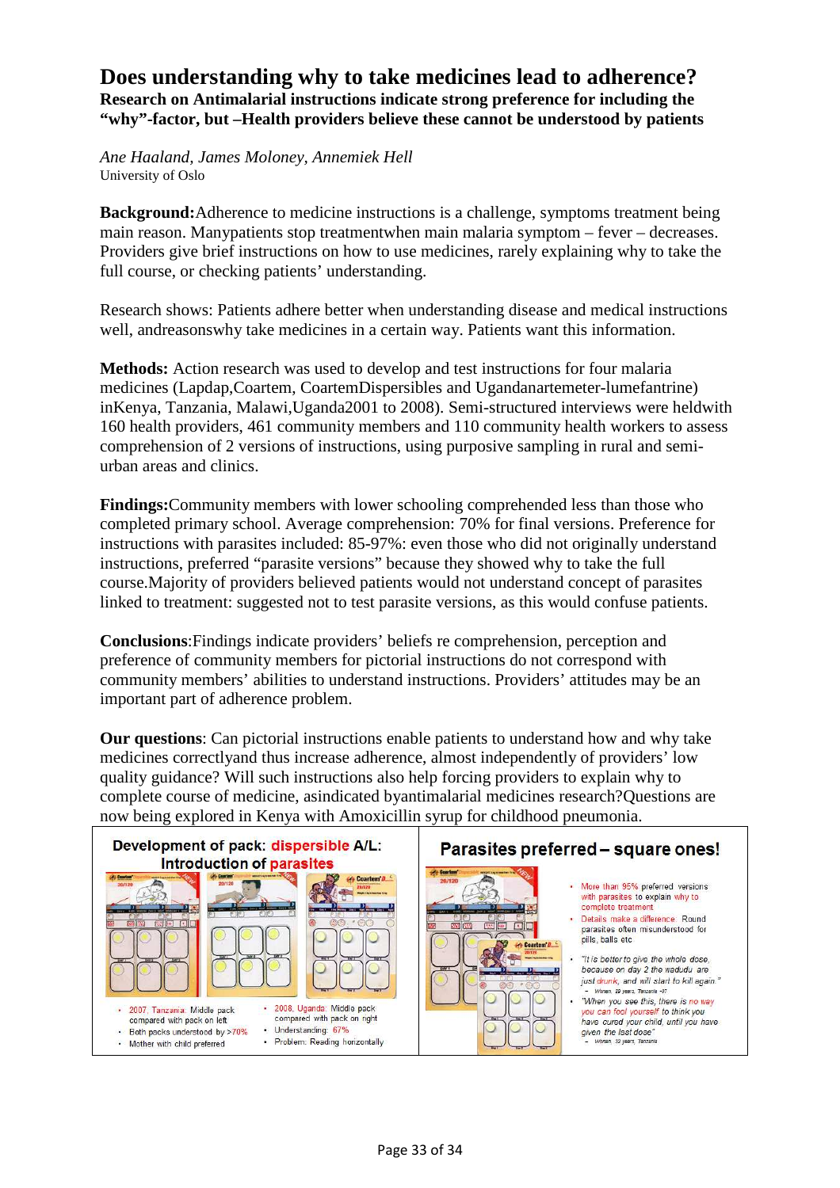# Does understanding why to take medicines lead to adherence?

**Research on Antimalarial instructions indicate strong preference for including the "why"-factor, but –Health providers believe these cannot be understood by patients**

*Ane Haaland, James Moloney, Annemiek Hell*
University of Oslo

**Background:** Adherence to medicine instructions is a challenge, symptoms treatment being main reason. Manypatients stop treatmentwhen main malaria symptom – fever – decreases. Providers give brief instructions on how to use medicines, rarely explaining why to take the full course, or checking patients' understanding.

Research shows: Patients adhere better when understanding disease and medical instructions well, andreasonswhy take medicines in a certain way. Patients want this information.

**Methods:** Action research was used to develop and test instructions for four malaria medicines (Lapdap,Coartem, CoartemDispersibles and Ugandanartemeter-lumefantrine) inKenya, Tanzania, Malawi,Uganda2001 to 2008). Semi-structured interviews were heldwith 160 health providers, 461 community members and 110 community health workers to assess comprehension of 2 versions of instructions, using purposive sampling in rural and semi-urban areas and clinics.

**Findings:** Community members with lower schooling comprehended less than those who completed primary school. Average comprehension: 70% for final versions. Preference for instructions with parasites included: 85-97%: even those who did not originally understand instructions, preferred "parasite versions" because they showed why to take the full course.Majority of providers believed patients would not understand concept of parasites linked to treatment: suggested not to test parasite versions, as this would confuse patients.

**Conclusions**:Findings indicate providers' beliefs re comprehension, perception and preference of community members for pictorial instructions do not correspond with community members' abilities to understand instructions. Providers' attitudes may be an important part of adherence problem.

**Our questions**: Can pictorial instructions enable patients to understand how and why take medicines correctlyand thus increase adherence, almost independently of providers' low quality guidance? Will such instructions also help forcing providers to explain why to complete course of medicine, asindicated byantimalarial medicines research?Questions are now being explored in Kenya with Amoxicillin syrup for childhood pneumonia.

**Development of pack: dispersible A/L: Introduction of parasites**

- 2007, Tanzania: Middle pack compared with pack on left
- Both packs understood by >70%
- Mother with child preferred

- 2008, Uganda: Middle pack compared with pack on right
- Understanding: 67%
- Problem: Reading horizontally

**Parasites preferred – square ones!**

- More than 95% preferred versions with parasites to explain why to complete treatment
- Details make a difference: Round parasites often misunderstood for pills, balls etc
- "It is better to give the whole dose, because on day 2 the wadudu are just drunk, and will start to kill again."
  – Woman, 29 years, Tanzania
- "When you see this, there is no way you can fool yourself to think you have cured your child, until you have given the last dose"
  – Woman, 32 years, Tanzania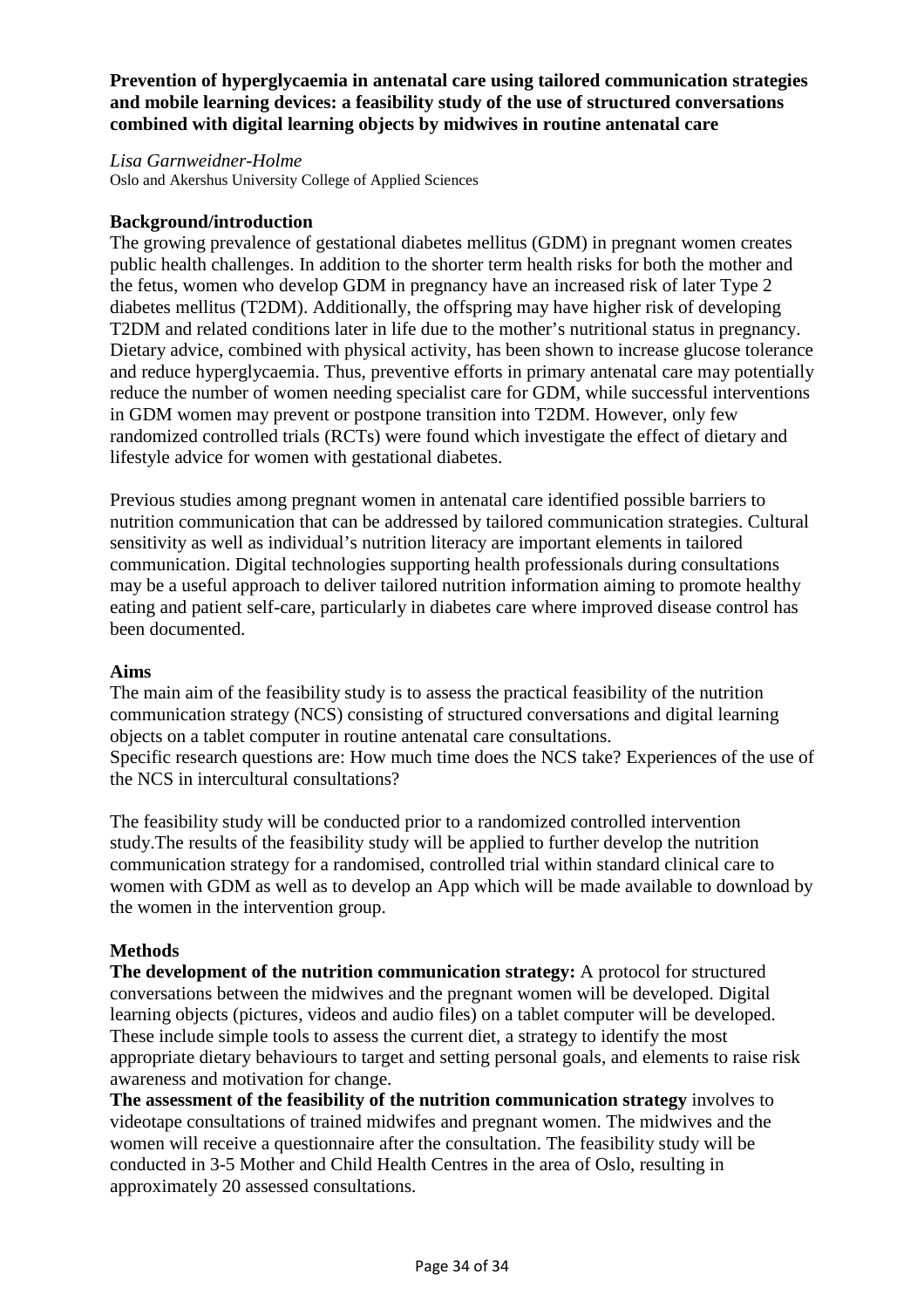**Prevention of hyperglycaemia in antenatal care using tailored communication strategies and mobile learning devices: a feasibility study of the use of structured conversations combined with digital learning objects by midwives in routine antenatal care**

*Lisa Garnweidner-Holme*
Oslo and Akershus University College of Applied Sciences

**Background/introduction**

The growing prevalence of gestational diabetes mellitus (GDM) in pregnant women creates public health challenges. In addition to the shorter term health risks for both the mother and the fetus, women who develop GDM in pregnancy have an increased risk of later Type 2 diabetes mellitus (T2DM). Additionally, the offspring may have higher risk of developing T2DM and related conditions later in life due to the mother's nutritional status in pregnancy. Dietary advice, combined with physical activity, has been shown to increase glucose tolerance and reduce hyperglycaemia. Thus, preventive efforts in primary antenatal care may potentially reduce the number of women needing specialist care for GDM, while successful interventions in GDM women may prevent or postpone transition into T2DM. However, only few randomized controlled trials (RCTs) were found which investigate the effect of dietary and lifestyle advice for women with gestational diabetes.

Previous studies among pregnant women in antenatal care identified possible barriers to nutrition communication that can be addressed by tailored communication strategies. Cultural sensitivity as well as individual's nutrition literacy are important elements in tailored communication. Digital technologies supporting health professionals during consultations may be a useful approach to deliver tailored nutrition information aiming to promote healthy eating and patient self-care, particularly in diabetes care where improved disease control has been documented.

**Aims**

The main aim of the feasibility study is to assess the practical feasibility of the nutrition communication strategy (NCS) consisting of structured conversations and digital learning objects on a tablet computer in routine antenatal care consultations.
Specific research questions are: How much time does the NCS take? Experiences of the use of the NCS in intercultural consultations?

The feasibility study will be conducted prior to a randomized controlled intervention study.The results of the feasibility study will be applied to further develop the nutrition communication strategy for a randomised, controlled trial within standard clinical care to women with GDM as well as to develop an App which will be made available to download by the women in the intervention group.

**Methods**

**The development of the nutrition communication strategy:** A protocol for structured conversations between the midwives and the pregnant women will be developed. Digital learning objects (pictures, videos and audio files) on a tablet computer will be developed. These include simple tools to assess the current diet, a strategy to identify the most appropriate dietary behaviours to target and setting personal goals, and elements to raise risk awareness and motivation for change.
**The assessment of the feasibility of the nutrition communication strategy** involves to videotape consultations of trained midwifes and pregnant women. The midwives and the women will receive a questionnaire after the consultation. The feasibility study will be conducted in 3-5 Mother and Child Health Centres in the area of Oslo, resulting in approximately 20 assessed consultations.